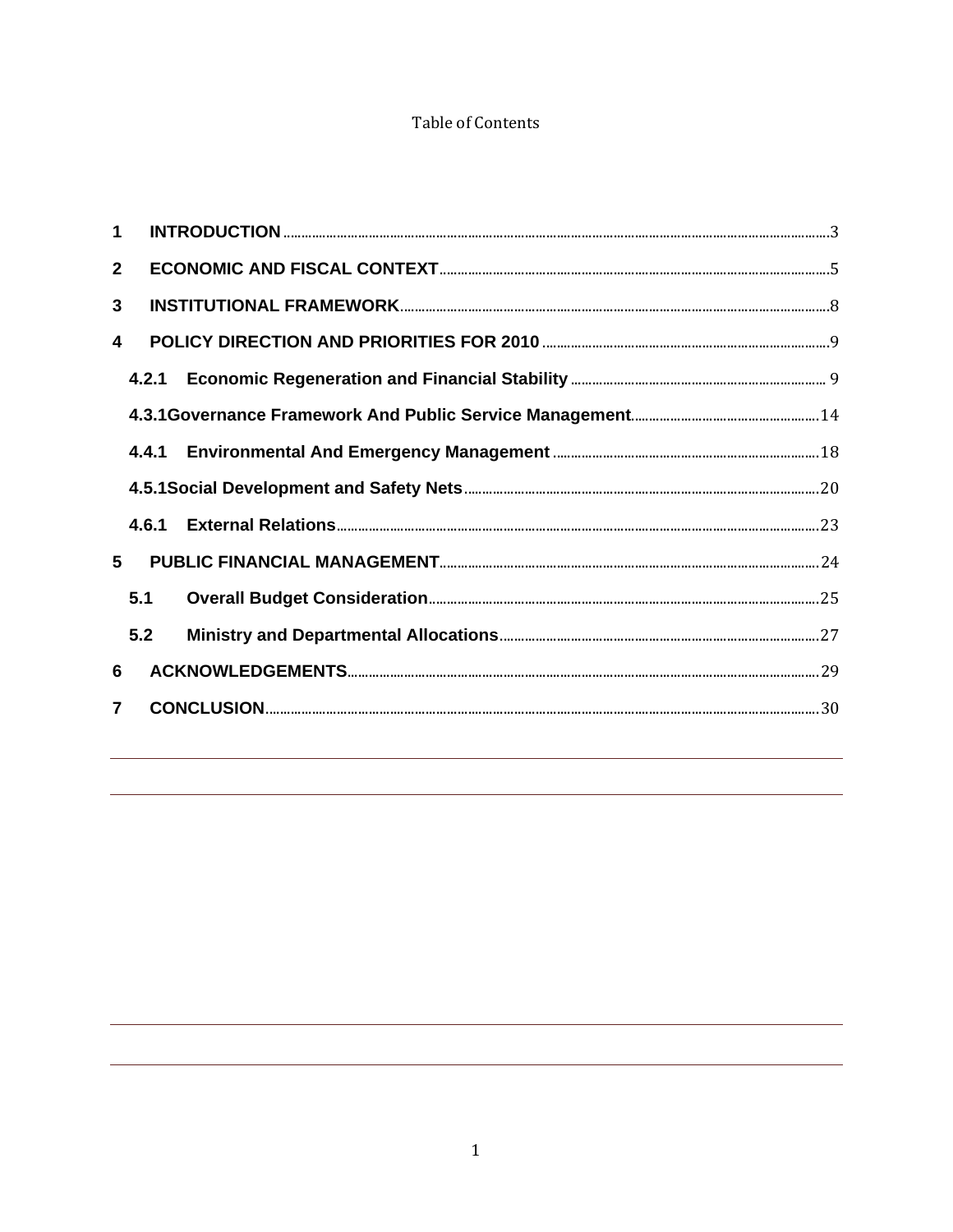Table of Contents

| | | |
|---|---|---|
| 1 | INTRODUCTION | 3 |
| 2 | ECONOMIC AND FISCAL CONTEXT | 5 |
| 3 | INSTITUTIONAL FRAMEWORK | 8 |
| 4 | POLICY DIRECTION AND PRIORITIES FOR 2010 | 9 |
| 4.2.1 | Economic Regeneration and Financial Stability | 9 |
| 4.3.1 | Governance Framework And Public Service Management | 14 |
| 4.4.1 | Environmental And Emergency Management | 18 |
| 4.5.1 | Social Development and Safety Nets | 20 |
| 4.6.1 | External Relations | 23 |
| 5 | PUBLIC FINANCIAL MANAGEMENT | 24 |
| 5.1 | Overall Budget Consideration | 25 |
| 5.2 | Ministry and Departmental Allocations | 27 |
| 6 | ACKNOWLEDGEMENTS | 29 |
| 7 | CONCLUSION | 30 |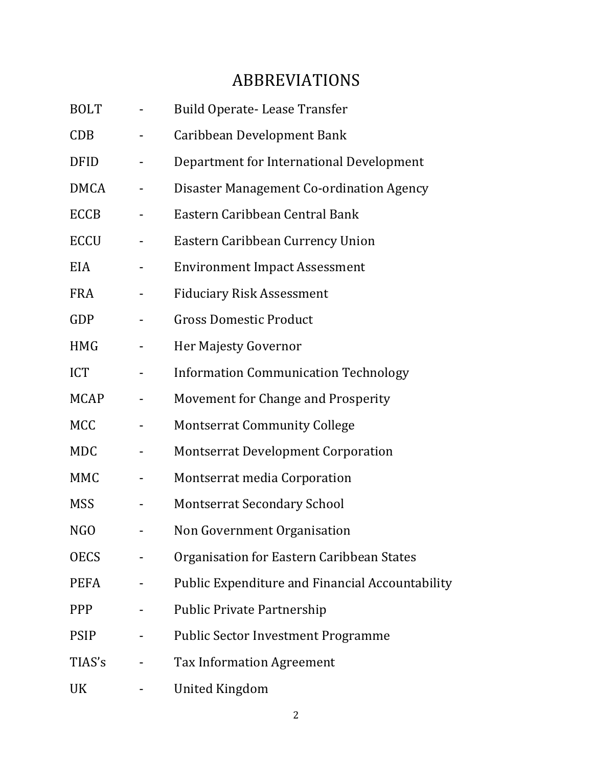# ABBREVIATIONS

| | | |
|---|---|---|
| BOLT | - | Build Operate- Lease Transfer |
| CDB | - | Caribbean Development Bank |
| DFID | - | Department for International Development |
| DMCA | - | Disaster Management Co-ordination Agency |
| ECCB | - | Eastern Caribbean Central Bank |
| ECCU | - | Eastern Caribbean Currency Union |
| EIA | - | Environment Impact Assessment |
| FRA | - | Fiduciary Risk Assessment |
| GDP | - | Gross Domestic Product |
| HMG | - | Her Majesty Governor |
| ICT | - | Information Communication Technology |
| MCAP | - | Movement for Change and Prosperity |
| MCC | - | Montserrat Community College |
| MDC | - | Montserrat Development Corporation |
| MMC | - | Montserrat media Corporation |
| MSS | - | Montserrat Secondary School |
| NGO | - | Non Government Organisation |
| OECS | - | Organisation for Eastern Caribbean States |
| PEFA | - | Public Expenditure and Financial Accountability |
| PPP | - | Public Private Partnership |
| PSIP | - | Public Sector Investment Programme |
| TIAS's | - | Tax Information Agreement |
| UK | - | United Kingdom |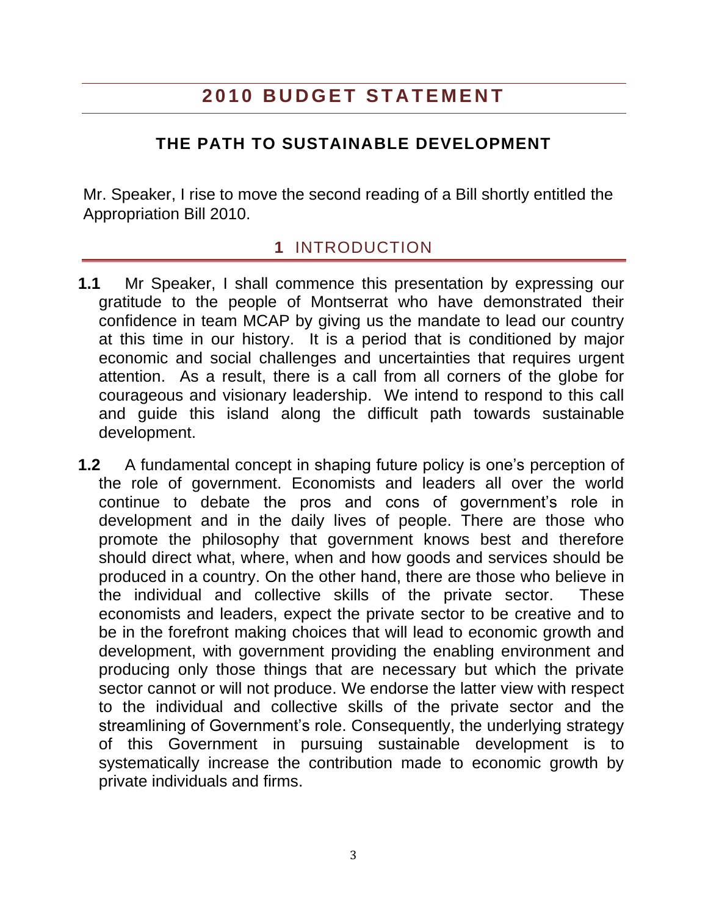# 2010 BUDGET STATEMENT

## THE PATH TO SUSTAINABLE DEVELOPMENT

Mr. Speaker, I rise to move the second reading of a Bill shortly entitled the Appropriation Bill 2010.

## 1 INTRODUCTION

**1.1** Mr Speaker, I shall commence this presentation by expressing our gratitude to the people of Montserrat who have demonstrated their confidence in team MCAP by giving us the mandate to lead our country at this time in our history. It is a period that is conditioned by major economic and social challenges and uncertainties that requires urgent attention. As a result, there is a call from all corners of the globe for courageous and visionary leadership. We intend to respond to this call and guide this island along the difficult path towards sustainable development.

**1.2** A fundamental concept in shaping future policy is one's perception of the role of government. Economists and leaders all over the world continue to debate the pros and cons of government's role in development and in the daily lives of people. There are those who promote the philosophy that government knows best and therefore should direct what, where, when and how goods and services should be produced in a country. On the other hand, there are those who believe in the individual and collective skills of the private sector. These economists and leaders, expect the private sector to be creative and to be in the forefront making choices that will lead to economic growth and development, with government providing the enabling environment and producing only those things that are necessary but which the private sector cannot or will not produce. We endorse the latter view with respect to the individual and collective skills of the private sector and the streamlining of Government's role. Consequently, the underlying strategy of this Government in pursuing sustainable development is to systematically increase the contribution made to economic growth by private individuals and firms.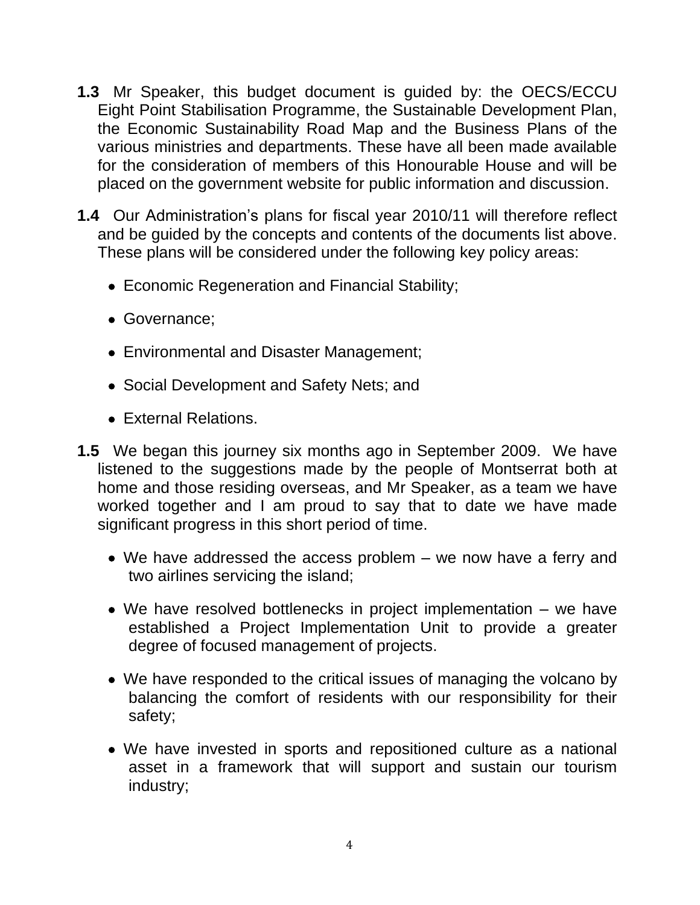**1.3** Mr Speaker, this budget document is guided by: the OECS/ECCU Eight Point Stabilisation Programme, the Sustainable Development Plan, the Economic Sustainability Road Map and the Business Plans of the various ministries and departments. These have all been made available for the consideration of members of this Honourable House and will be placed on the government website for public information and discussion.

**1.4** Our Administration's plans for fiscal year 2010/11 will therefore reflect and be guided by the concepts and contents of the documents list above. These plans will be considered under the following key policy areas:

- Economic Regeneration and Financial Stability;
- Governance;
- Environmental and Disaster Management;
- Social Development and Safety Nets; and
- External Relations.

**1.5** We began this journey six months ago in September 2009. We have listened to the suggestions made by the people of Montserrat both at home and those residing overseas, and Mr Speaker, as a team we have worked together and I am proud to say that to date we have made significant progress in this short period of time.

- We have addressed the access problem – we now have a ferry and two airlines servicing the island;
- We have resolved bottlenecks in project implementation – we have established a Project Implementation Unit to provide a greater degree of focused management of projects.
- We have responded to the critical issues of managing the volcano by balancing the comfort of residents with our responsibility for their safety;
- We have invested in sports and repositioned culture as a national asset in a framework that will support and sustain our tourism industry;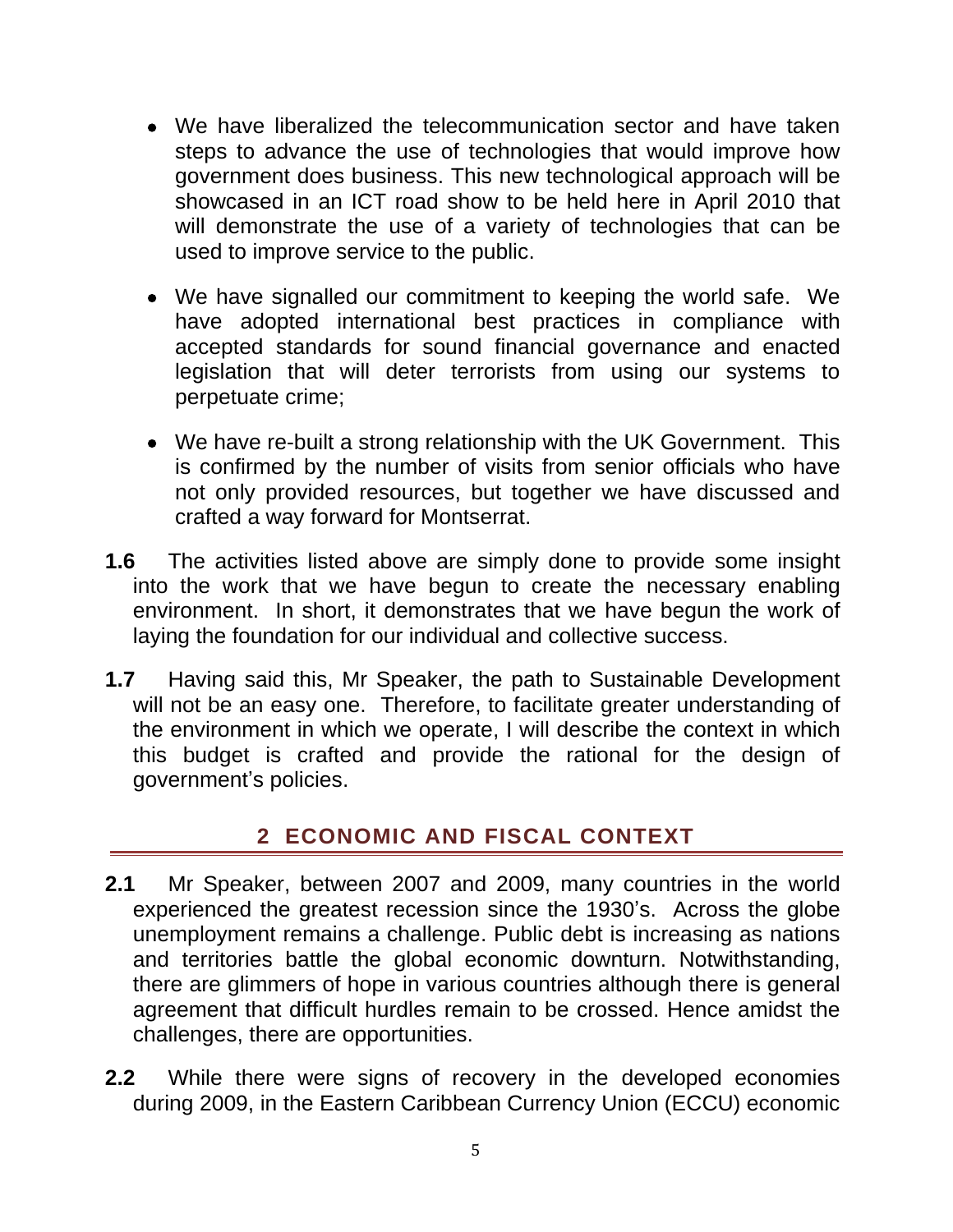- We have liberalized the telecommunication sector and have taken steps to advance the use of technologies that would improve how government does business. This new technological approach will be showcased in an ICT road show to be held here in April 2010 that will demonstrate the use of a variety of technologies that can be used to improve service to the public.

- We have signalled our commitment to keeping the world safe. We have adopted international best practices in compliance with accepted standards for sound financial governance and enacted legislation that will deter terrorists from using our systems to perpetuate crime;

- We have re-built a strong relationship with the UK Government. This is confirmed by the number of visits from senior officials who have not only provided resources, but together we have discussed and crafted a way forward for Montserrat.

**1.6** The activities listed above are simply done to provide some insight into the work that we have begun to create the necessary enabling environment. In short, it demonstrates that we have begun the work of laying the foundation for our individual and collective success.

**1.7** Having said this, Mr Speaker, the path to Sustainable Development will not be an easy one. Therefore, to facilitate greater understanding of the environment in which we operate, I will describe the context in which this budget is crafted and provide the rational for the design of government's policies.

## 2 ECONOMIC AND FISCAL CONTEXT

**2.1** Mr Speaker, between 2007 and 2009, many countries in the world experienced the greatest recession since the 1930's. Across the globe unemployment remains a challenge. Public debt is increasing as nations and territories battle the global economic downturn. Notwithstanding, there are glimmers of hope in various countries although there is general agreement that difficult hurdles remain to be crossed. Hence amidst the challenges, there are opportunities.

**2.2** While there were signs of recovery in the developed economies during 2009, in the Eastern Caribbean Currency Union (ECCU) economic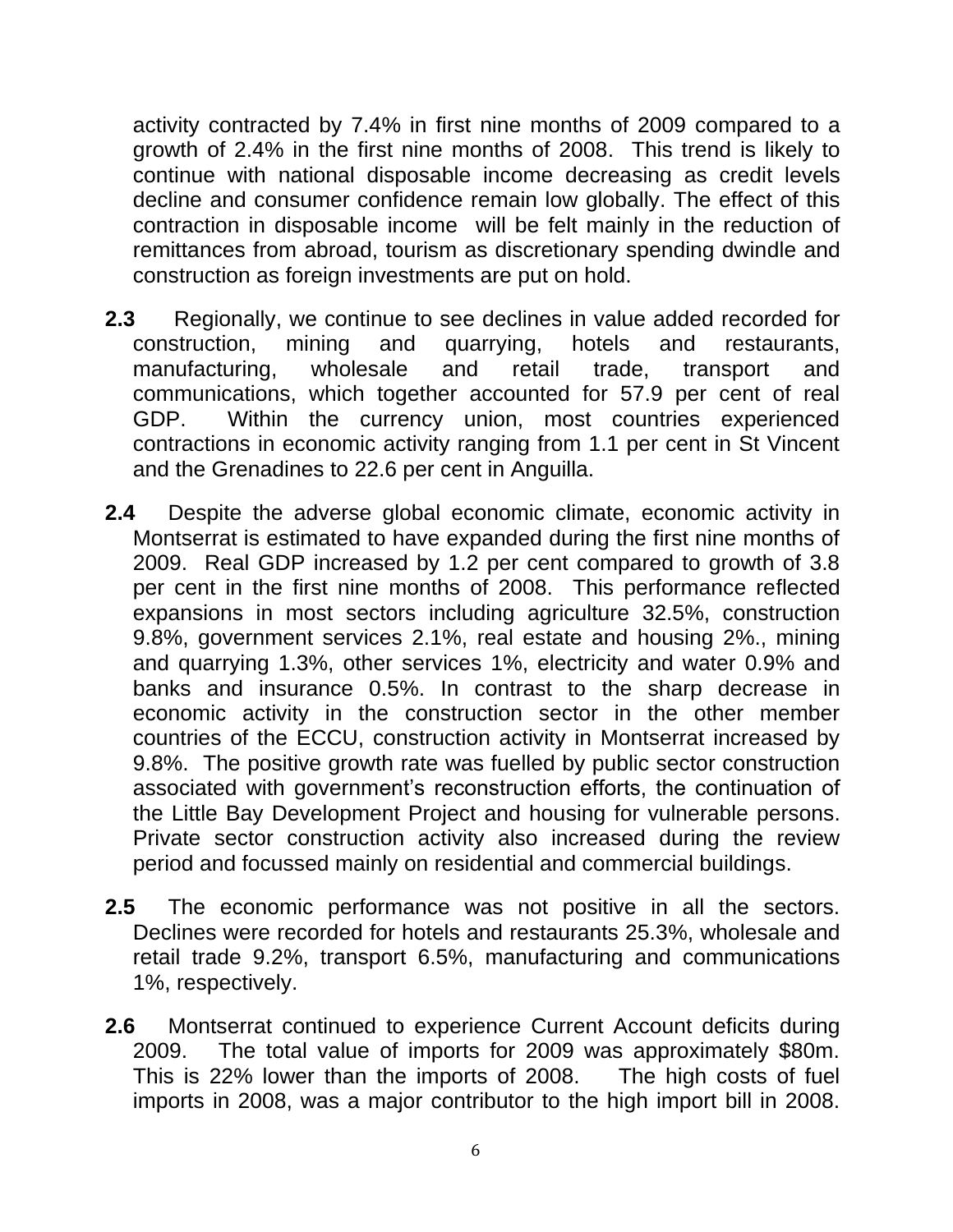activity contracted by 7.4% in first nine months of 2009 compared to a growth of 2.4% in the first nine months of 2008. This trend is likely to continue with national disposable income decreasing as credit levels decline and consumer confidence remain low globally. The effect of this contraction in disposable income will be felt mainly in the reduction of remittances from abroad, tourism as discretionary spending dwindle and construction as foreign investments are put on hold.

**2.3** Regionally, we continue to see declines in value added recorded for construction, mining and quarrying, hotels and restaurants, manufacturing, wholesale and retail trade, transport and communications, which together accounted for 57.9 per cent of real GDP. Within the currency union, most countries experienced contractions in economic activity ranging from 1.1 per cent in St Vincent and the Grenadines to 22.6 per cent in Anguilla.

**2.4** Despite the adverse global economic climate, economic activity in Montserrat is estimated to have expanded during the first nine months of 2009. Real GDP increased by 1.2 per cent compared to growth of 3.8 per cent in the first nine months of 2008. This performance reflected expansions in most sectors including agriculture 32.5%, construction 9.8%, government services 2.1%, real estate and housing 2%., mining and quarrying 1.3%, other services 1%, electricity and water 0.9% and banks and insurance 0.5%. In contrast to the sharp decrease in economic activity in the construction sector in the other member countries of the ECCU, construction activity in Montserrat increased by 9.8%. The positive growth rate was fuelled by public sector construction associated with government's reconstruction efforts, the continuation of the Little Bay Development Project and housing for vulnerable persons. Private sector construction activity also increased during the review period and focussed mainly on residential and commercial buildings.

**2.5** The economic performance was not positive in all the sectors. Declines were recorded for hotels and restaurants 25.3%, wholesale and retail trade 9.2%, transport 6.5%, manufacturing and communications 1%, respectively.

**2.6** Montserrat continued to experience Current Account deficits during 2009. The total value of imports for 2009 was approximately $80m. This is 22% lower than the imports of 2008. The high costs of fuel imports in 2008, was a major contributor to the high import bill in 2008.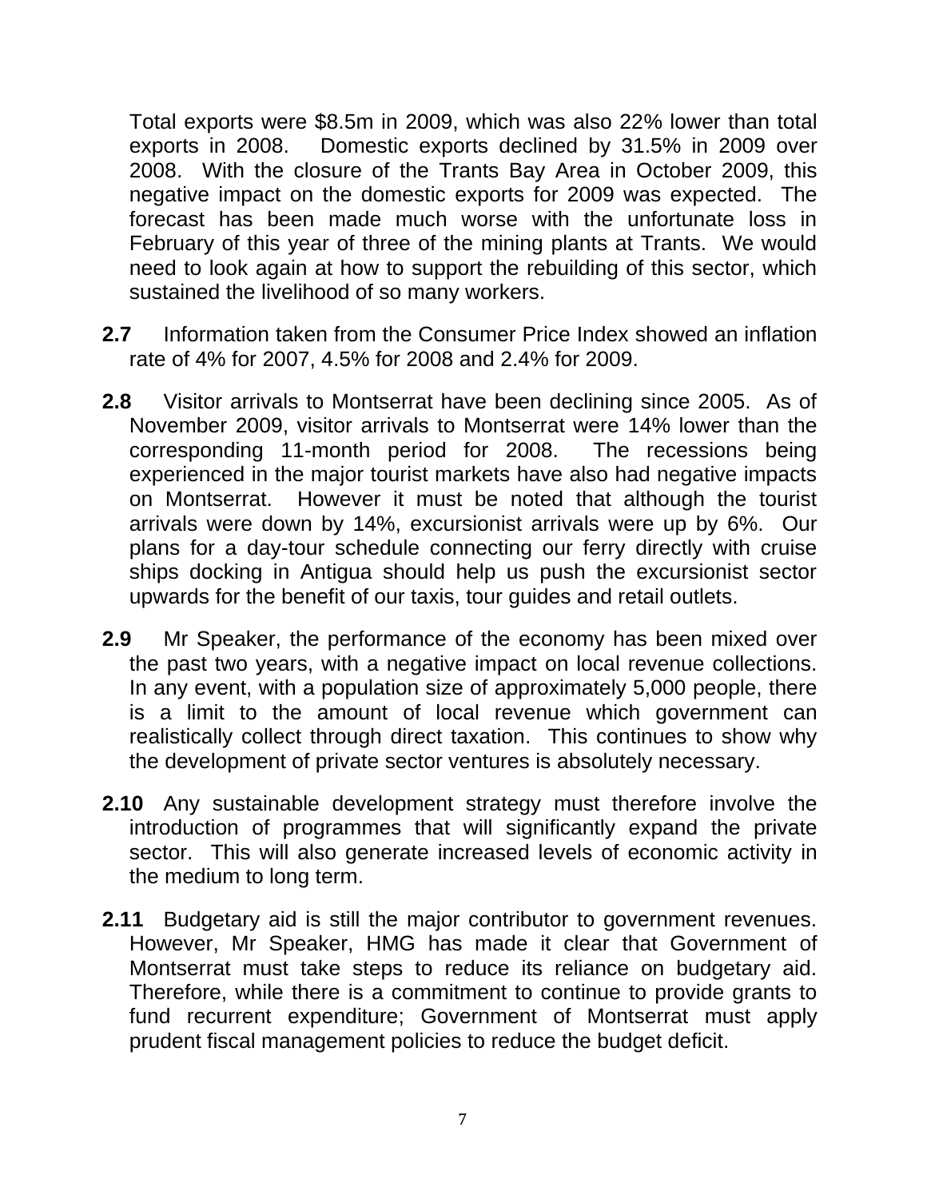Total exports were \$8.5m in 2009, which was also 22% lower than total exports in 2008. Domestic exports declined by 31.5% in 2009 over 2008. With the closure of the Trants Bay Area in October 2009, this negative impact on the domestic exports for 2009 was expected. The forecast has been made much worse with the unfortunate loss in February of this year of three of the mining plants at Trants. We would need to look again at how to support the rebuilding of this sector, which sustained the livelihood of so many workers.

**2.7** Information taken from the Consumer Price Index showed an inflation rate of 4% for 2007, 4.5% for 2008 and 2.4% for 2009.

**2.8** Visitor arrivals to Montserrat have been declining since 2005. As of November 2009, visitor arrivals to Montserrat were 14% lower than the corresponding 11-month period for 2008. The recessions being experienced in the major tourist markets have also had negative impacts on Montserrat. However it must be noted that although the tourist arrivals were down by 14%, excursionist arrivals were up by 6%. Our plans for a day-tour schedule connecting our ferry directly with cruise ships docking in Antigua should help us push the excursionist sector upwards for the benefit of our taxis, tour guides and retail outlets.

**2.9** Mr Speaker, the performance of the economy has been mixed over the past two years, with a negative impact on local revenue collections. In any event, with a population size of approximately 5,000 people, there is a limit to the amount of local revenue which government can realistically collect through direct taxation. This continues to show why the development of private sector ventures is absolutely necessary.

**2.10** Any sustainable development strategy must therefore involve the introduction of programmes that will significantly expand the private sector. This will also generate increased levels of economic activity in the medium to long term.

**2.11** Budgetary aid is still the major contributor to government revenues. However, Mr Speaker, HMG has made it clear that Government of Montserrat must take steps to reduce its reliance on budgetary aid. Therefore, while there is a commitment to continue to provide grants to fund recurrent expenditure; Government of Montserrat must apply prudent fiscal management policies to reduce the budget deficit.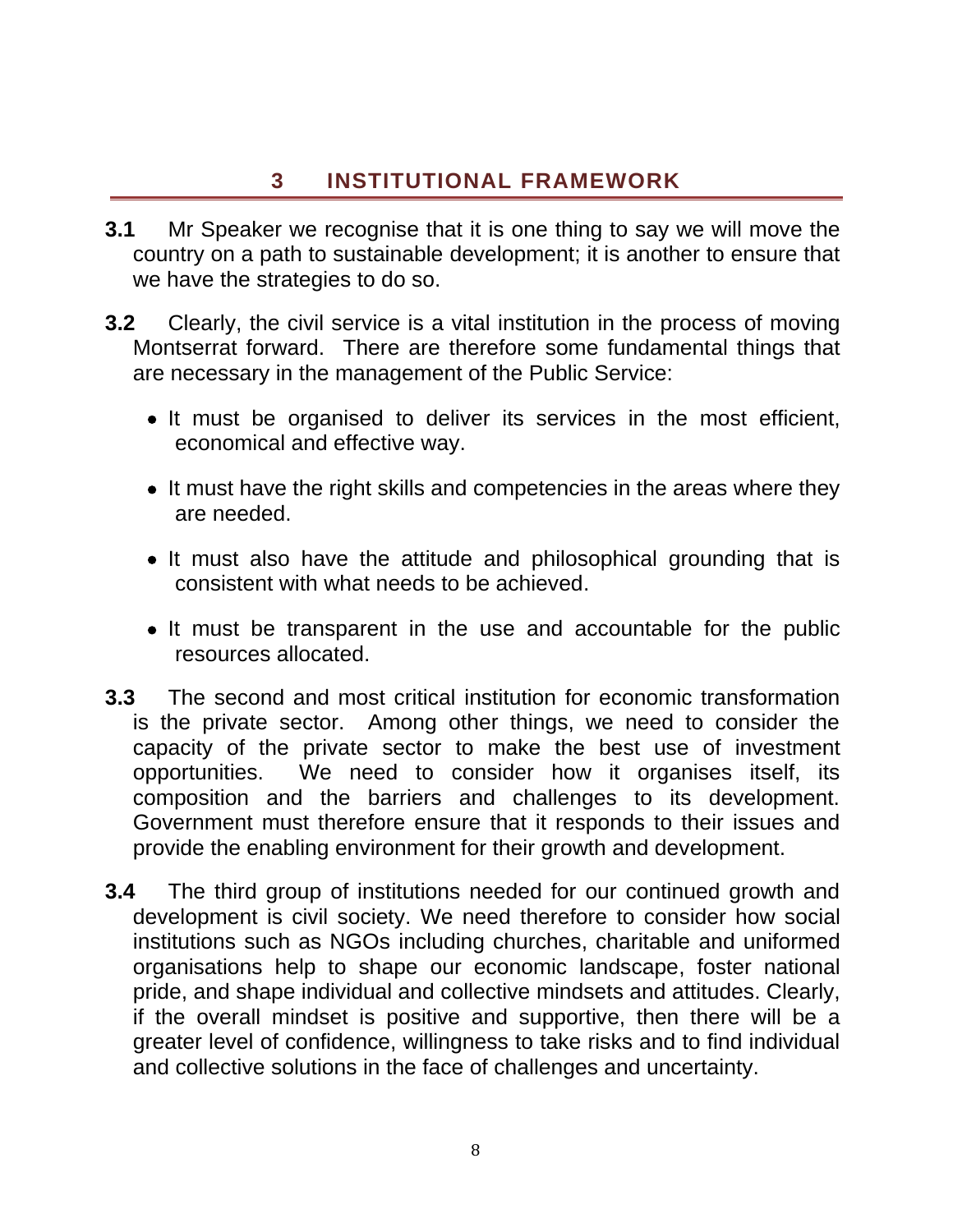# 3 INSTITUTIONAL FRAMEWORK

**3.1** Mr Speaker we recognise that it is one thing to say we will move the country on a path to sustainable development; it is another to ensure that we have the strategies to do so.

**3.2** Clearly, the civil service is a vital institution in the process of moving Montserrat forward. There are therefore some fundamental things that are necessary in the management of the Public Service:

- It must be organised to deliver its services in the most efficient, economical and effective way.
- It must have the right skills and competencies in the areas where they are needed.
- It must also have the attitude and philosophical grounding that is consistent with what needs to be achieved.
- It must be transparent in the use and accountable for the public resources allocated.

**3.3** The second and most critical institution for economic transformation is the private sector. Among other things, we need to consider the capacity of the private sector to make the best use of investment opportunities. We need to consider how it organises itself, its composition and the barriers and challenges to its development. Government must therefore ensure that it responds to their issues and provide the enabling environment for their growth and development.

**3.4** The third group of institutions needed for our continued growth and development is civil society. We need therefore to consider how social institutions such as NGOs including churches, charitable and uniformed organisations help to shape our economic landscape, foster national pride, and shape individual and collective mindsets and attitudes. Clearly, if the overall mindset is positive and supportive, then there will be a greater level of confidence, willingness to take risks and to find individual and collective solutions in the face of challenges and uncertainty.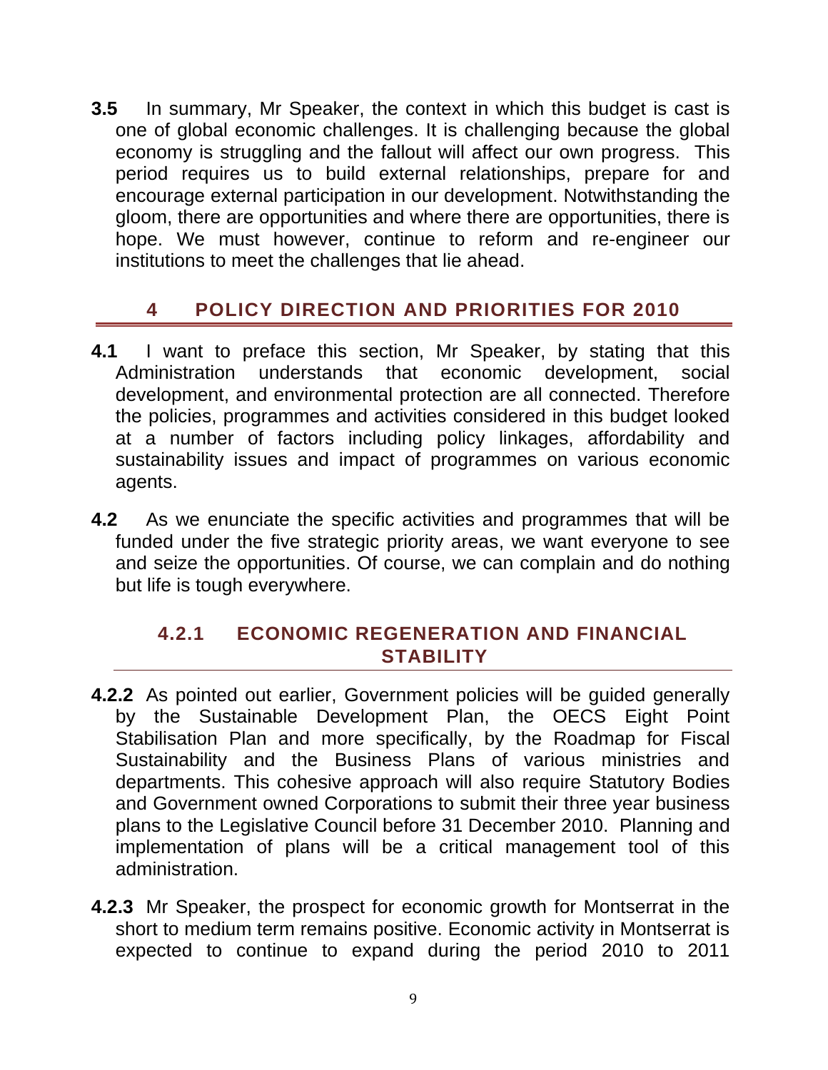**3.5** In summary, Mr Speaker, the context in which this budget is cast is one of global economic challenges. It is challenging because the global economy is struggling and the fallout will affect our own progress. This period requires us to build external relationships, prepare for and encourage external participation in our development. Notwithstanding the gloom, there are opportunities and where there are opportunities, there is hope. We must however, continue to reform and re-engineer our institutions to meet the challenges that lie ahead.

## 4 POLICY DIRECTION AND PRIORITIES FOR 2010

**4.1** I want to preface this section, Mr Speaker, by stating that this Administration understands that economic development, social development, and environmental protection are all connected. Therefore the policies, programmes and activities considered in this budget looked at a number of factors including policy linkages, affordability and sustainability issues and impact of programmes on various economic agents.

**4.2** As we enunciate the specific activities and programmes that will be funded under the five strategic priority areas, we want everyone to see and seize the opportunities. Of course, we can complain and do nothing but life is tough everywhere.

### 4.2.1 ECONOMIC REGENERATION AND FINANCIAL STABILITY

**4.2.2** As pointed out earlier, Government policies will be guided generally by the Sustainable Development Plan, the OECS Eight Point Stabilisation Plan and more specifically, by the Roadmap for Fiscal Sustainability and the Business Plans of various ministries and departments. This cohesive approach will also require Statutory Bodies and Government owned Corporations to submit their three year business plans to the Legislative Council before 31 December 2010. Planning and implementation of plans will be a critical management tool of this administration.

**4.2.3** Mr Speaker, the prospect for economic growth for Montserrat in the short to medium term remains positive. Economic activity in Montserrat is expected to continue to expand during the period 2010 to 2011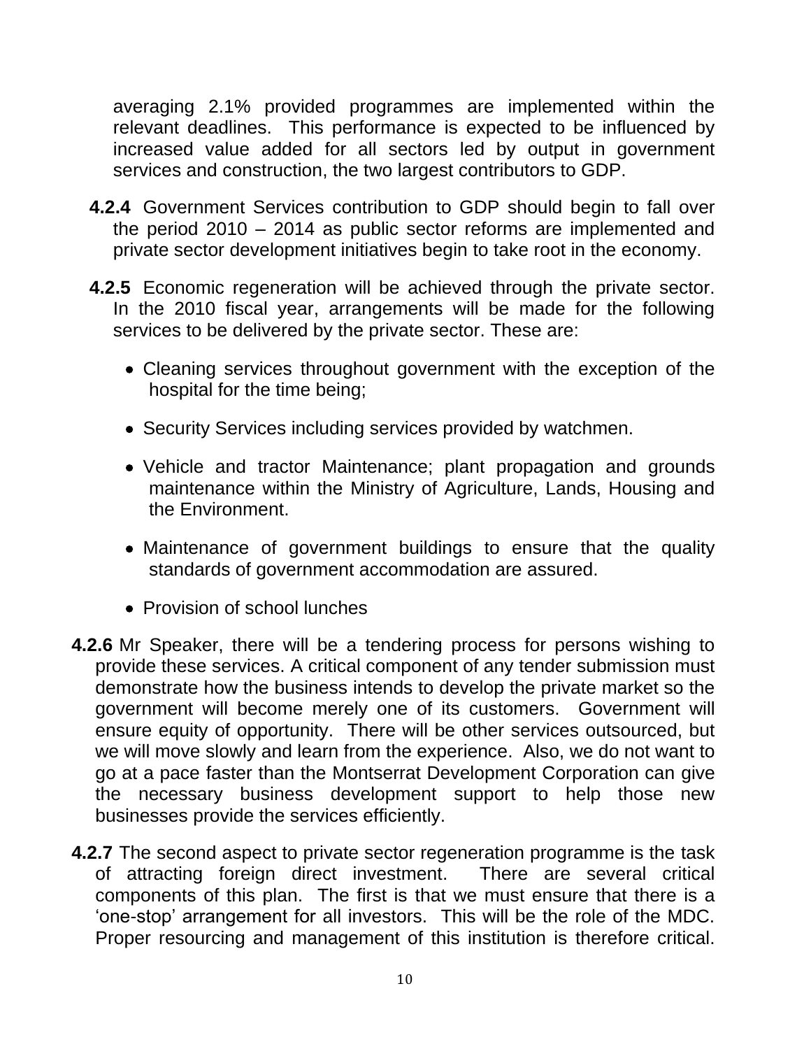averaging 2.1% provided programmes are implemented within the relevant deadlines. This performance is expected to be influenced by increased value added for all sectors led by output in government services and construction, the two largest contributors to GDP.

**4.2.4** Government Services contribution to GDP should begin to fall over the period 2010 – 2014 as public sector reforms are implemented and private sector development initiatives begin to take root in the economy.

**4.2.5** Economic regeneration will be achieved through the private sector. In the 2010 fiscal year, arrangements will be made for the following services to be delivered by the private sector. These are:

- Cleaning services throughout government with the exception of the hospital for the time being;
- Security Services including services provided by watchmen.
- Vehicle and tractor Maintenance; plant propagation and grounds maintenance within the Ministry of Agriculture, Lands, Housing and the Environment.
- Maintenance of government buildings to ensure that the quality standards of government accommodation are assured.
- Provision of school lunches

**4.2.6** Mr Speaker, there will be a tendering process for persons wishing to provide these services. A critical component of any tender submission must demonstrate how the business intends to develop the private market so the government will become merely one of its customers. Government will ensure equity of opportunity. There will be other services outsourced, but we will move slowly and learn from the experience. Also, we do not want to go at a pace faster than the Montserrat Development Corporation can give the necessary business development support to help those new businesses provide the services efficiently.

**4.2.7** The second aspect to private sector regeneration programme is the task of attracting foreign direct investment. There are several critical components of this plan. The first is that we must ensure that there is a 'one-stop' arrangement for all investors. This will be the role of the MDC. Proper resourcing and management of this institution is therefore critical.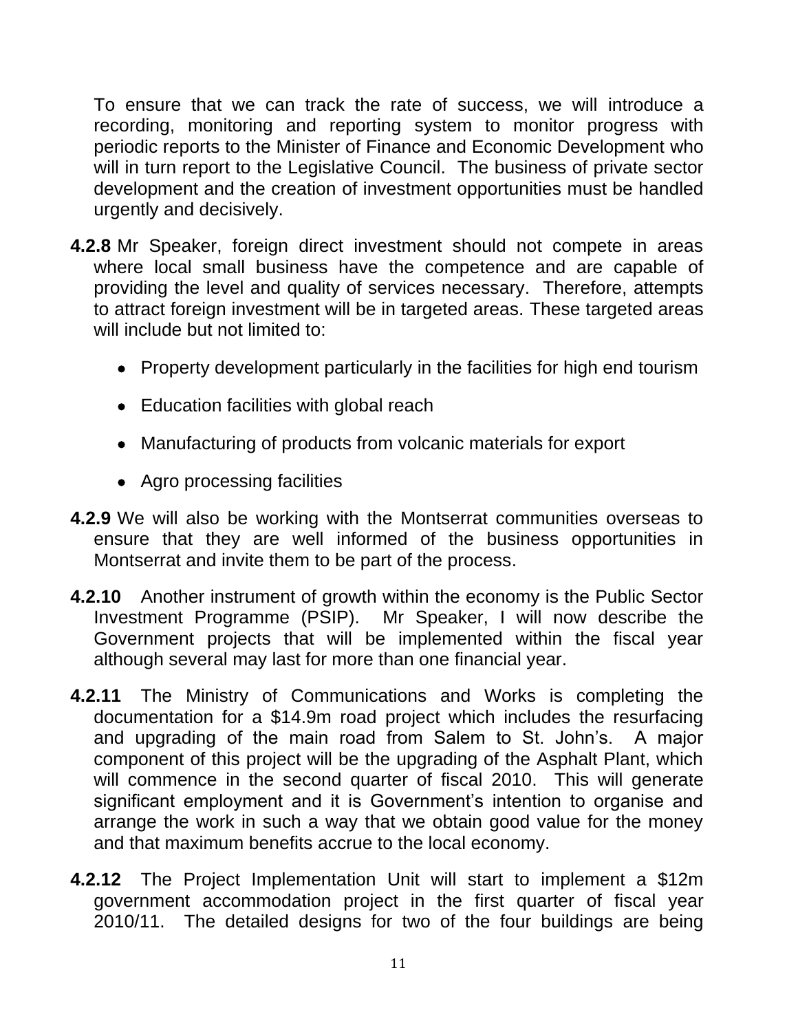To ensure that we can track the rate of success, we will introduce a recording, monitoring and reporting system to monitor progress with periodic reports to the Minister of Finance and Economic Development who will in turn report to the Legislative Council. The business of private sector development and the creation of investment opportunities must be handled urgently and decisively.

**4.2.8** Mr Speaker, foreign direct investment should not compete in areas where local small business have the competence and are capable of providing the level and quality of services necessary. Therefore, attempts to attract foreign investment will be in targeted areas. These targeted areas will include but not limited to:

- Property development particularly in the facilities for high end tourism
- Education facilities with global reach
- Manufacturing of products from volcanic materials for export
- Agro processing facilities

**4.2.9** We will also be working with the Montserrat communities overseas to ensure that they are well informed of the business opportunities in Montserrat and invite them to be part of the process.

**4.2.10** Another instrument of growth within the economy is the Public Sector Investment Programme (PSIP). Mr Speaker, I will now describe the Government projects that will be implemented within the fiscal year although several may last for more than one financial year.

**4.2.11** The Ministry of Communications and Works is completing the documentation for a $14.9m road project which includes the resurfacing and upgrading of the main road from Salem to St. John's. A major component of this project will be the upgrading of the Asphalt Plant, which will commence in the second quarter of fiscal 2010. This will generate significant employment and it is Government's intention to organise and arrange the work in such a way that we obtain good value for the money and that maximum benefits accrue to the local economy.

**4.2.12** The Project Implementation Unit will start to implement a $12m government accommodation project in the first quarter of fiscal year 2010/11. The detailed designs for two of the four buildings are being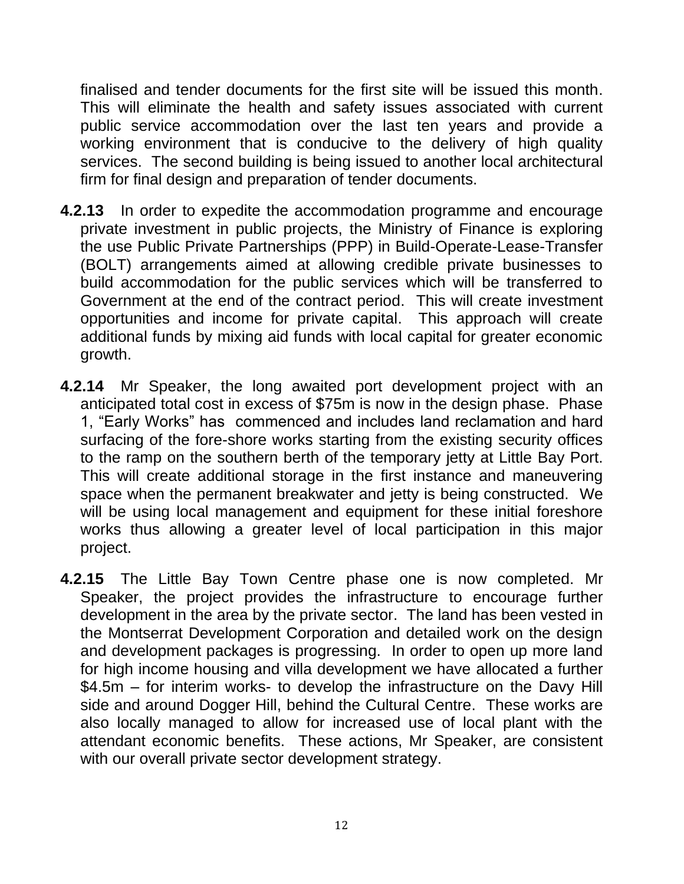finalised and tender documents for the first site will be issued this month. This will eliminate the health and safety issues associated with current public service accommodation over the last ten years and provide a working environment that is conducive to the delivery of high quality services. The second building is being issued to another local architectural firm for final design and preparation of tender documents.

**4.2.13** In order to expedite the accommodation programme and encourage private investment in public projects, the Ministry of Finance is exploring the use Public Private Partnerships (PPP) in Build-Operate-Lease-Transfer (BOLT) arrangements aimed at allowing credible private businesses to build accommodation for the public services which will be transferred to Government at the end of the contract period. This will create investment opportunities and income for private capital. This approach will create additional funds by mixing aid funds with local capital for greater economic growth.

**4.2.14** Mr Speaker, the long awaited port development project with an anticipated total cost in excess of $75m is now in the design phase. Phase 1, "Early Works" has commenced and includes land reclamation and hard surfacing of the fore-shore works starting from the existing security offices to the ramp on the southern berth of the temporary jetty at Little Bay Port. This will create additional storage in the first instance and maneuvering space when the permanent breakwater and jetty is being constructed. We will be using local management and equipment for these initial foreshore works thus allowing a greater level of local participation in this major project.

**4.2.15** The Little Bay Town Centre phase one is now completed. Mr Speaker, the project provides the infrastructure to encourage further development in the area by the private sector. The land has been vested in the Montserrat Development Corporation and detailed work on the design and development packages is progressing. In order to open up more land for high income housing and villa development we have allocated a further $4.5m – for interim works- to develop the infrastructure on the Davy Hill side and around Dogger Hill, behind the Cultural Centre. These works are also locally managed to allow for increased use of local plant with the attendant economic benefits. These actions, Mr Speaker, are consistent with our overall private sector development strategy.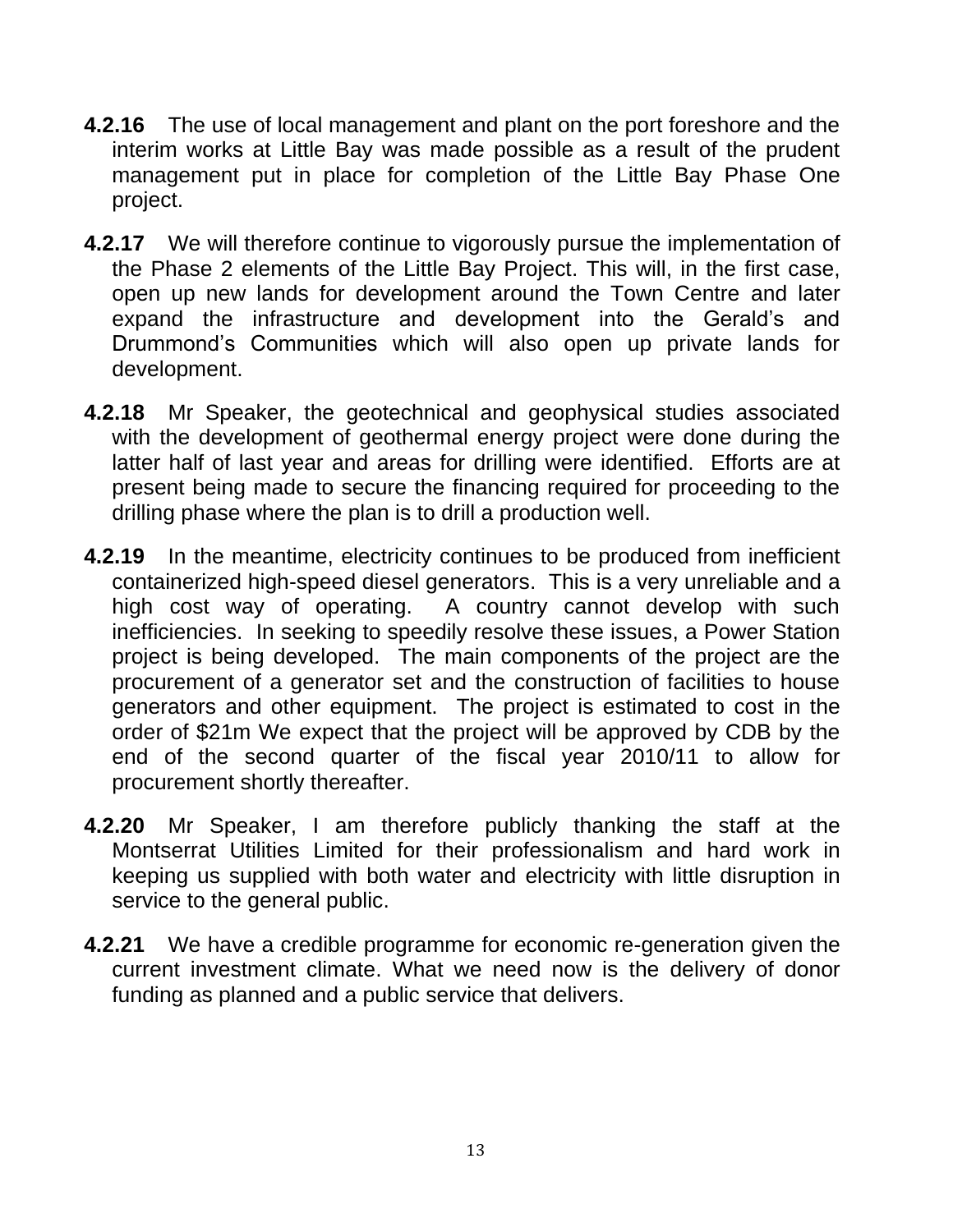**4.2.16** The use of local management and plant on the port foreshore and the interim works at Little Bay was made possible as a result of the prudent management put in place for completion of the Little Bay Phase One project.

**4.2.17** We will therefore continue to vigorously pursue the implementation of the Phase 2 elements of the Little Bay Project. This will, in the first case, open up new lands for development around the Town Centre and later expand the infrastructure and development into the Gerald's and Drummond's Communities which will also open up private lands for development.

**4.2.18** Mr Speaker, the geotechnical and geophysical studies associated with the development of geothermal energy project were done during the latter half of last year and areas for drilling were identified. Efforts are at present being made to secure the financing required for proceeding to the drilling phase where the plan is to drill a production well.

**4.2.19** In the meantime, electricity continues to be produced from inefficient containerized high-speed diesel generators. This is a very unreliable and a high cost way of operating. A country cannot develop with such inefficiencies. In seeking to speedily resolve these issues, a Power Station project is being developed. The main components of the project are the procurement of a generator set and the construction of facilities to house generators and other equipment. The project is estimated to cost in the order of $21m We expect that the project will be approved by CDB by the end of the second quarter of the fiscal year 2010/11 to allow for procurement shortly thereafter.

**4.2.20** Mr Speaker, I am therefore publicly thanking the staff at the Montserrat Utilities Limited for their professionalism and hard work in keeping us supplied with both water and electricity with little disruption in service to the general public.

**4.2.21** We have a credible programme for economic re-generation given the current investment climate. What we need now is the delivery of donor funding as planned and a public service that delivers.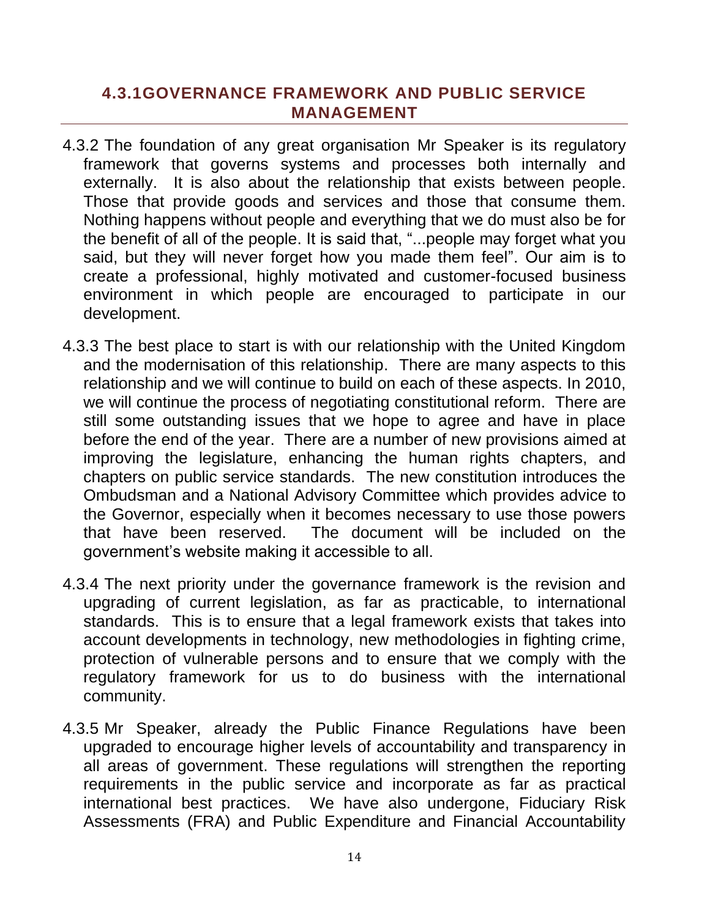## 4.3.1GOVERNANCE FRAMEWORK AND PUBLIC SERVICE MANAGEMENT

4.3.2 The foundation of any great organisation Mr Speaker is its regulatory framework that governs systems and processes both internally and externally. It is also about the relationship that exists between people. Those that provide goods and services and those that consume them. Nothing happens without people and everything that we do must also be for the benefit of all of the people. It is said that, "...people may forget what you said, but they will never forget how you made them feel". Our aim is to create a professional, highly motivated and customer-focused business environment in which people are encouraged to participate in our development.

4.3.3 The best place to start is with our relationship with the United Kingdom and the modernisation of this relationship. There are many aspects to this relationship and we will continue to build on each of these aspects. In 2010, we will continue the process of negotiating constitutional reform. There are still some outstanding issues that we hope to agree and have in place before the end of the year. There are a number of new provisions aimed at improving the legislature, enhancing the human rights chapters, and chapters on public service standards. The new constitution introduces the Ombudsman and a National Advisory Committee which provides advice to the Governor, especially when it becomes necessary to use those powers that have been reserved. The document will be included on the government's website making it accessible to all.

4.3.4 The next priority under the governance framework is the revision and upgrading of current legislation, as far as practicable, to international standards. This is to ensure that a legal framework exists that takes into account developments in technology, new methodologies in fighting crime, protection of vulnerable persons and to ensure that we comply with the regulatory framework for us to do business with the international community.

4.3.5 Mr Speaker, already the Public Finance Regulations have been upgraded to encourage higher levels of accountability and transparency in all areas of government. These regulations will strengthen the reporting requirements in the public service and incorporate as far as practical international best practices. We have also undergone, Fiduciary Risk Assessments (FRA) and Public Expenditure and Financial Accountability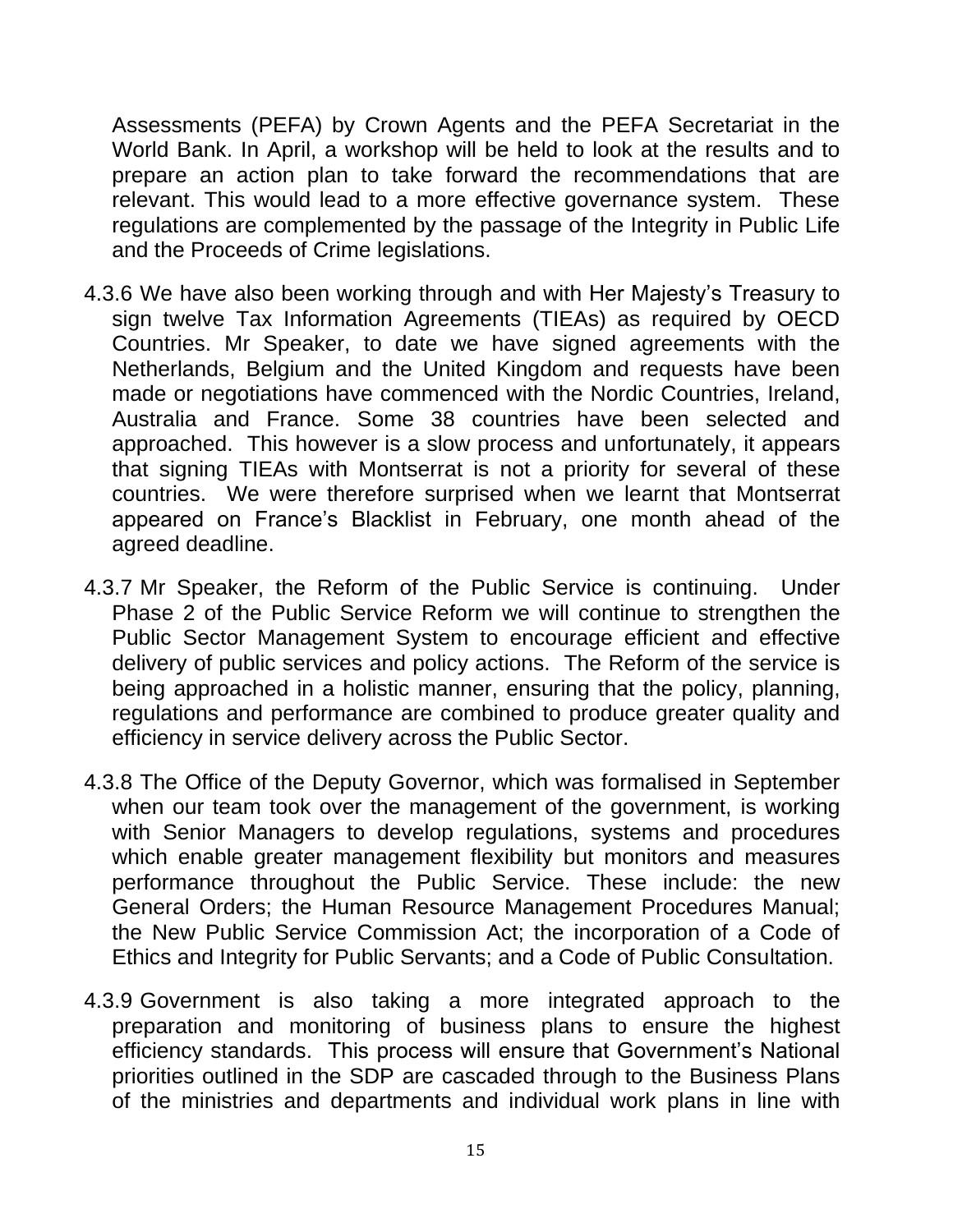Assessments (PEFA) by Crown Agents and the PEFA Secretariat in the World Bank. In April, a workshop will be held to look at the results and to prepare an action plan to take forward the recommendations that are relevant. This would lead to a more effective governance system. These regulations are complemented by the passage of the Integrity in Public Life and the Proceeds of Crime legislations.

4.3.6 We have also been working through and with Her Majesty's Treasury to sign twelve Tax Information Agreements (TIEAs) as required by OECD Countries. Mr Speaker, to date we have signed agreements with the Netherlands, Belgium and the United Kingdom and requests have been made or negotiations have commenced with the Nordic Countries, Ireland, Australia and France. Some 38 countries have been selected and approached. This however is a slow process and unfortunately, it appears that signing TIEAs with Montserrat is not a priority for several of these countries. We were therefore surprised when we learnt that Montserrat appeared on France's Blacklist in February, one month ahead of the agreed deadline.

4.3.7 Mr Speaker, the Reform of the Public Service is continuing. Under Phase 2 of the Public Service Reform we will continue to strengthen the Public Sector Management System to encourage efficient and effective delivery of public services and policy actions. The Reform of the service is being approached in a holistic manner, ensuring that the policy, planning, regulations and performance are combined to produce greater quality and efficiency in service delivery across the Public Sector.

4.3.8 The Office of the Deputy Governor, which was formalised in September when our team took over the management of the government, is working with Senior Managers to develop regulations, systems and procedures which enable greater management flexibility but monitors and measures performance throughout the Public Service. These include: the new General Orders; the Human Resource Management Procedures Manual; the New Public Service Commission Act; the incorporation of a Code of Ethics and Integrity for Public Servants; and a Code of Public Consultation.

4.3.9 Government is also taking a more integrated approach to the preparation and monitoring of business plans to ensure the highest efficiency standards. This process will ensure that Government's National priorities outlined in the SDP are cascaded through to the Business Plans of the ministries and departments and individual work plans in line with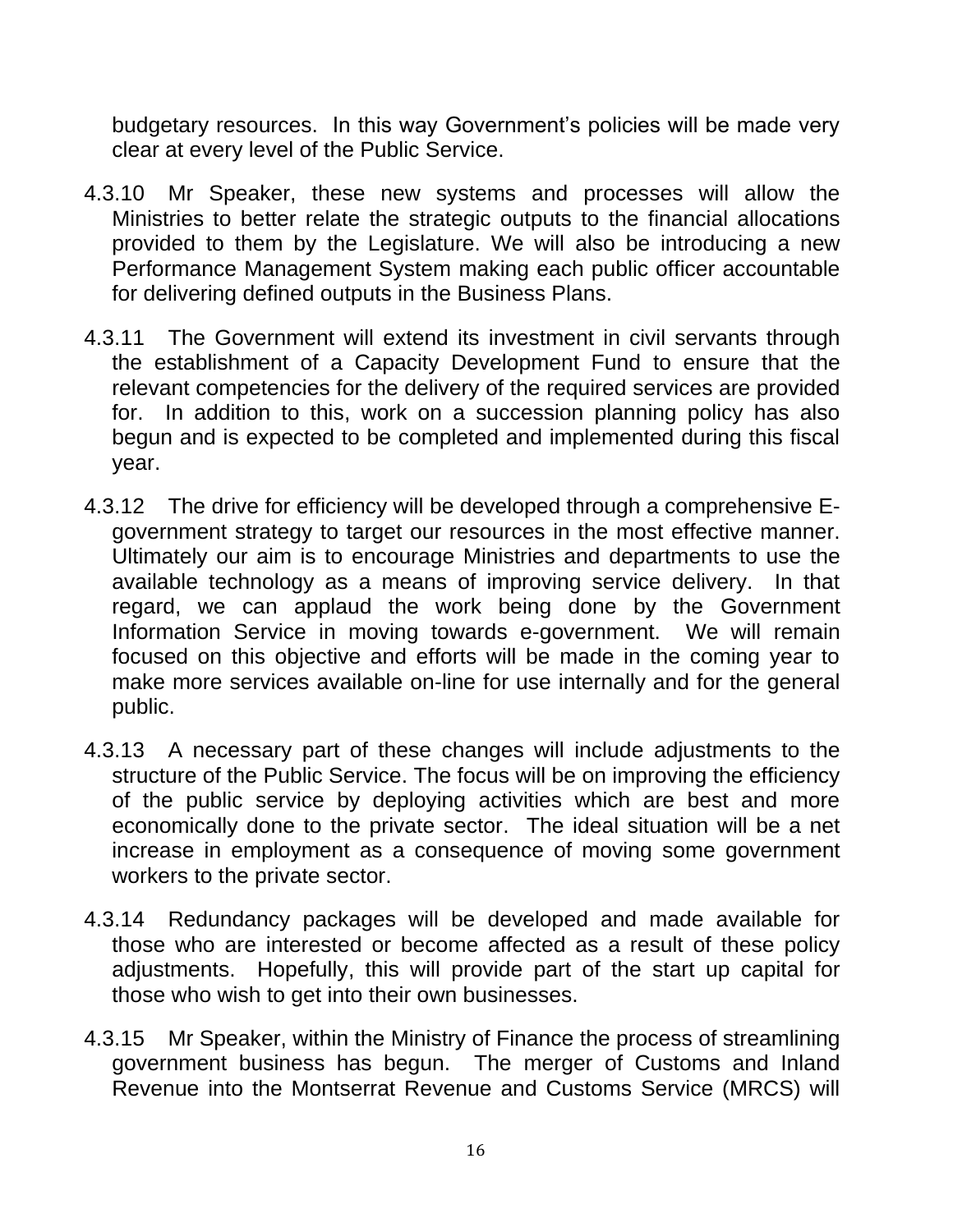budgetary resources. In this way Government's policies will be made very clear at every level of the Public Service.

4.3.10 Mr Speaker, these new systems and processes will allow the Ministries to better relate the strategic outputs to the financial allocations provided to them by the Legislature. We will also be introducing a new Performance Management System making each public officer accountable for delivering defined outputs in the Business Plans.

4.3.11 The Government will extend its investment in civil servants through the establishment of a Capacity Development Fund to ensure that the relevant competencies for the delivery of the required services are provided for. In addition to this, work on a succession planning policy has also begun and is expected to be completed and implemented during this fiscal year.

4.3.12 The drive for efficiency will be developed through a comprehensive E-government strategy to target our resources in the most effective manner. Ultimately our aim is to encourage Ministries and departments to use the available technology as a means of improving service delivery. In that regard, we can applaud the work being done by the Government Information Service in moving towards e-government. We will remain focused on this objective and efforts will be made in the coming year to make more services available on-line for use internally and for the general public.

4.3.13 A necessary part of these changes will include adjustments to the structure of the Public Service. The focus will be on improving the efficiency of the public service by deploying activities which are best and more economically done to the private sector. The ideal situation will be a net increase in employment as a consequence of moving some government workers to the private sector.

4.3.14 Redundancy packages will be developed and made available for those who are interested or become affected as a result of these policy adjustments. Hopefully, this will provide part of the start up capital for those who wish to get into their own businesses.

4.3.15 Mr Speaker, within the Ministry of Finance the process of streamlining government business has begun. The merger of Customs and Inland Revenue into the Montserrat Revenue and Customs Service (MRCS) will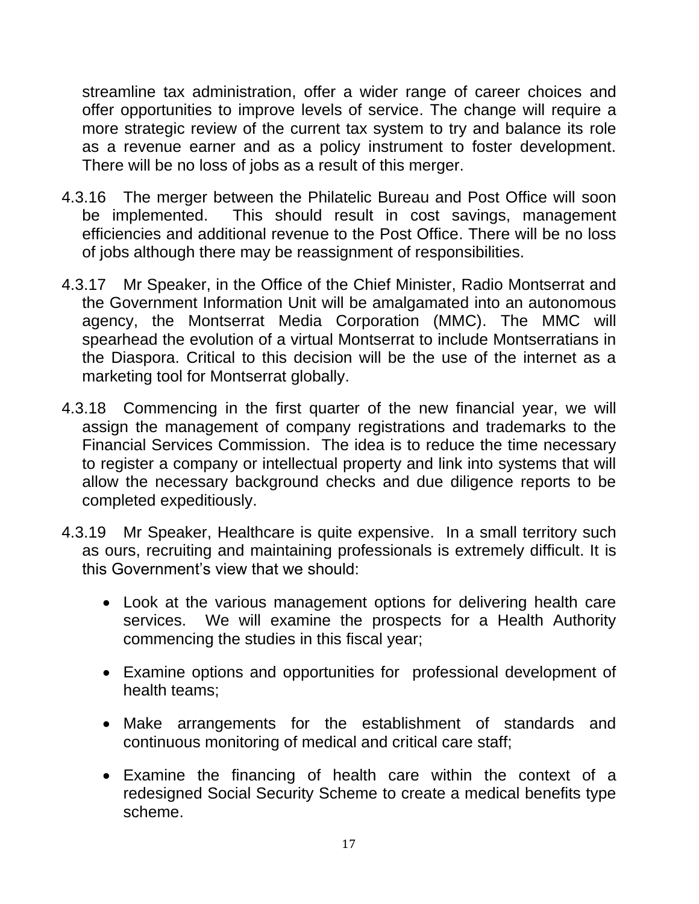streamline tax administration, offer a wider range of career choices and offer opportunities to improve levels of service. The change will require a more strategic review of the current tax system to try and balance its role as a revenue earner and as a policy instrument to foster development. There will be no loss of jobs as a result of this merger.

4.3.16 The merger between the Philatelic Bureau and Post Office will soon be implemented. This should result in cost savings, management efficiencies and additional revenue to the Post Office. There will be no loss of jobs although there may be reassignment of responsibilities.

4.3.17 Mr Speaker, in the Office of the Chief Minister, Radio Montserrat and the Government Information Unit will be amalgamated into an autonomous agency, the Montserrat Media Corporation (MMC). The MMC will spearhead the evolution of a virtual Montserrat to include Montserratians in the Diaspora. Critical to this decision will be the use of the internet as a marketing tool for Montserrat globally.

4.3.18 Commencing in the first quarter of the new financial year, we will assign the management of company registrations and trademarks to the Financial Services Commission. The idea is to reduce the time necessary to register a company or intellectual property and link into systems that will allow the necessary background checks and due diligence reports to be completed expeditiously.

4.3.19 Mr Speaker, Healthcare is quite expensive. In a small territory such as ours, recruiting and maintaining professionals is extremely difficult. It is this Government's view that we should:

- Look at the various management options for delivering health care services. We will examine the prospects for a Health Authority commencing the studies in this fiscal year;
- Examine options and opportunities for professional development of health teams;
- Make arrangements for the establishment of standards and continuous monitoring of medical and critical care staff;
- Examine the financing of health care within the context of a redesigned Social Security Scheme to create a medical benefits type scheme.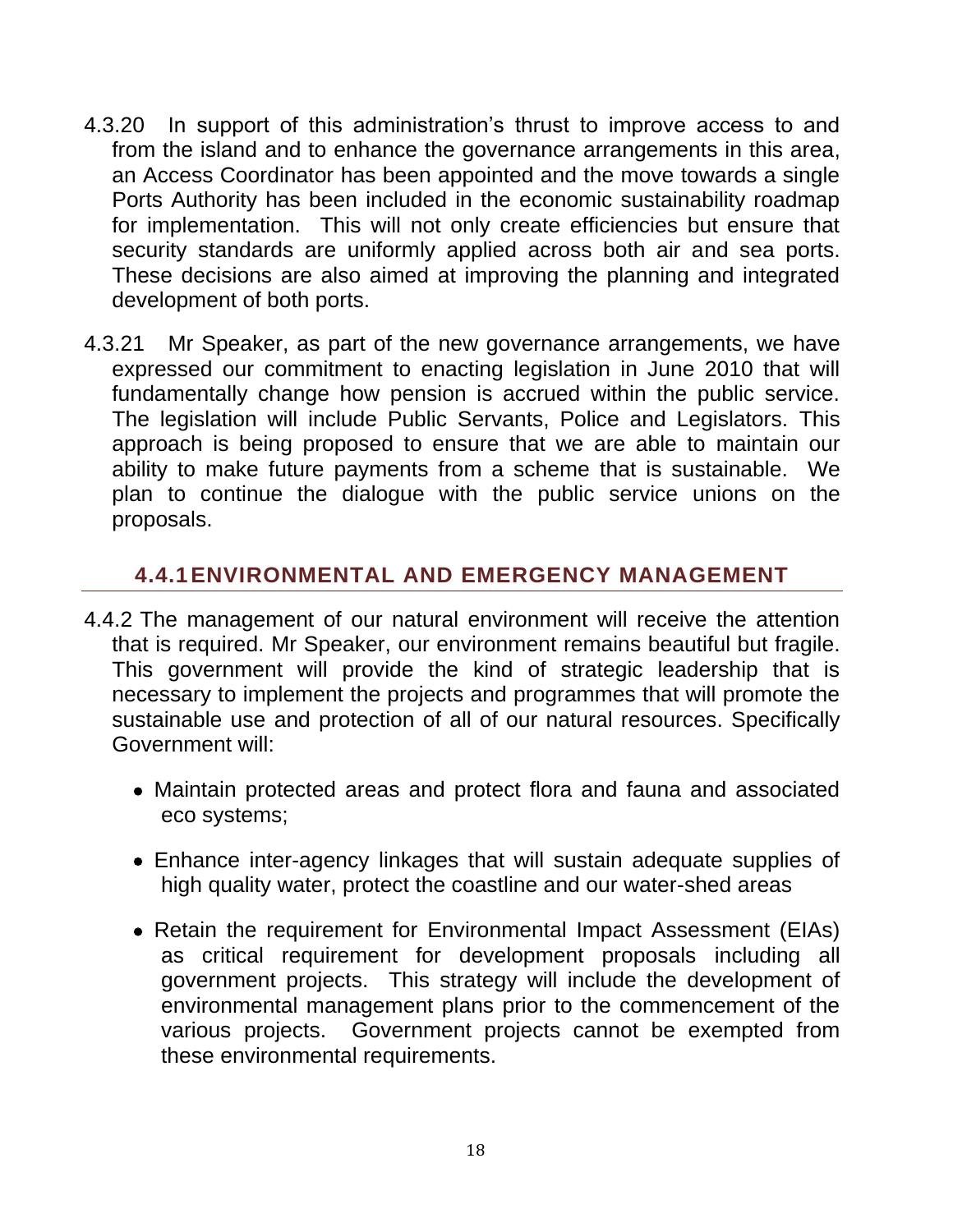4.3.20 In support of this administration's thrust to improve access to and from the island and to enhance the governance arrangements in this area, an Access Coordinator has been appointed and the move towards a single Ports Authority has been included in the economic sustainability roadmap for implementation. This will not only create efficiencies but ensure that security standards are uniformly applied across both air and sea ports. These decisions are also aimed at improving the planning and integrated development of both ports.

4.3.21 Mr Speaker, as part of the new governance arrangements, we have expressed our commitment to enacting legislation in June 2010 that will fundamentally change how pension is accrued within the public service. The legislation will include Public Servants, Police and Legislators. This approach is being proposed to ensure that we are able to maintain our ability to make future payments from a scheme that is sustainable. We plan to continue the dialogue with the public service unions on the proposals.

## 4.4.1 ENVIRONMENTAL AND EMERGENCY MANAGEMENT

4.4.2 The management of our natural environment will receive the attention that is required. Mr Speaker, our environment remains beautiful but fragile. This government will provide the kind of strategic leadership that is necessary to implement the projects and programmes that will promote the sustainable use and protection of all of our natural resources. Specifically Government will:

- Maintain protected areas and protect flora and fauna and associated eco systems;
- Enhance inter-agency linkages that will sustain adequate supplies of high quality water, protect the coastline and our water-shed areas
- Retain the requirement for Environmental Impact Assessment (EIAs) as critical requirement for development proposals including all government projects. This strategy will include the development of environmental management plans prior to the commencement of the various projects. Government projects cannot be exempted from these environmental requirements.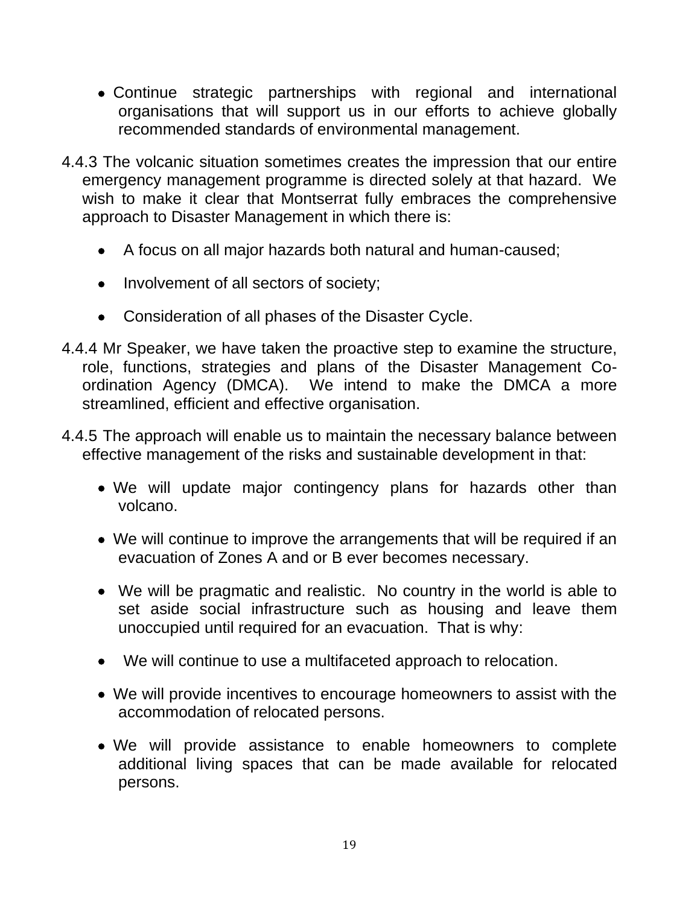- Continue strategic partnerships with regional and international organisations that will support us in our efforts to achieve globally recommended standards of environmental management.

4.4.3 The volcanic situation sometimes creates the impression that our entire emergency management programme is directed solely at that hazard. We wish to make it clear that Montserrat fully embraces the comprehensive approach to Disaster Management in which there is:

- A focus on all major hazards both natural and human-caused;
- Involvement of all sectors of society;
- Consideration of all phases of the Disaster Cycle.

4.4.4 Mr Speaker, we have taken the proactive step to examine the structure, role, functions, strategies and plans of the Disaster Management Co-ordination Agency (DMCA). We intend to make the DMCA a more streamlined, efficient and effective organisation.

4.4.5 The approach will enable us to maintain the necessary balance between effective management of the risks and sustainable development in that:

- We will update major contingency plans for hazards other than volcano.
- We will continue to improve the arrangements that will be required if an evacuation of Zones A and or B ever becomes necessary.
- We will be pragmatic and realistic. No country in the world is able to set aside social infrastructure such as housing and leave them unoccupied until required for an evacuation. That is why:
- We will continue to use a multifaceted approach to relocation.
- We will provide incentives to encourage homeowners to assist with the accommodation of relocated persons.
- We will provide assistance to enable homeowners to complete additional living spaces that can be made available for relocated persons.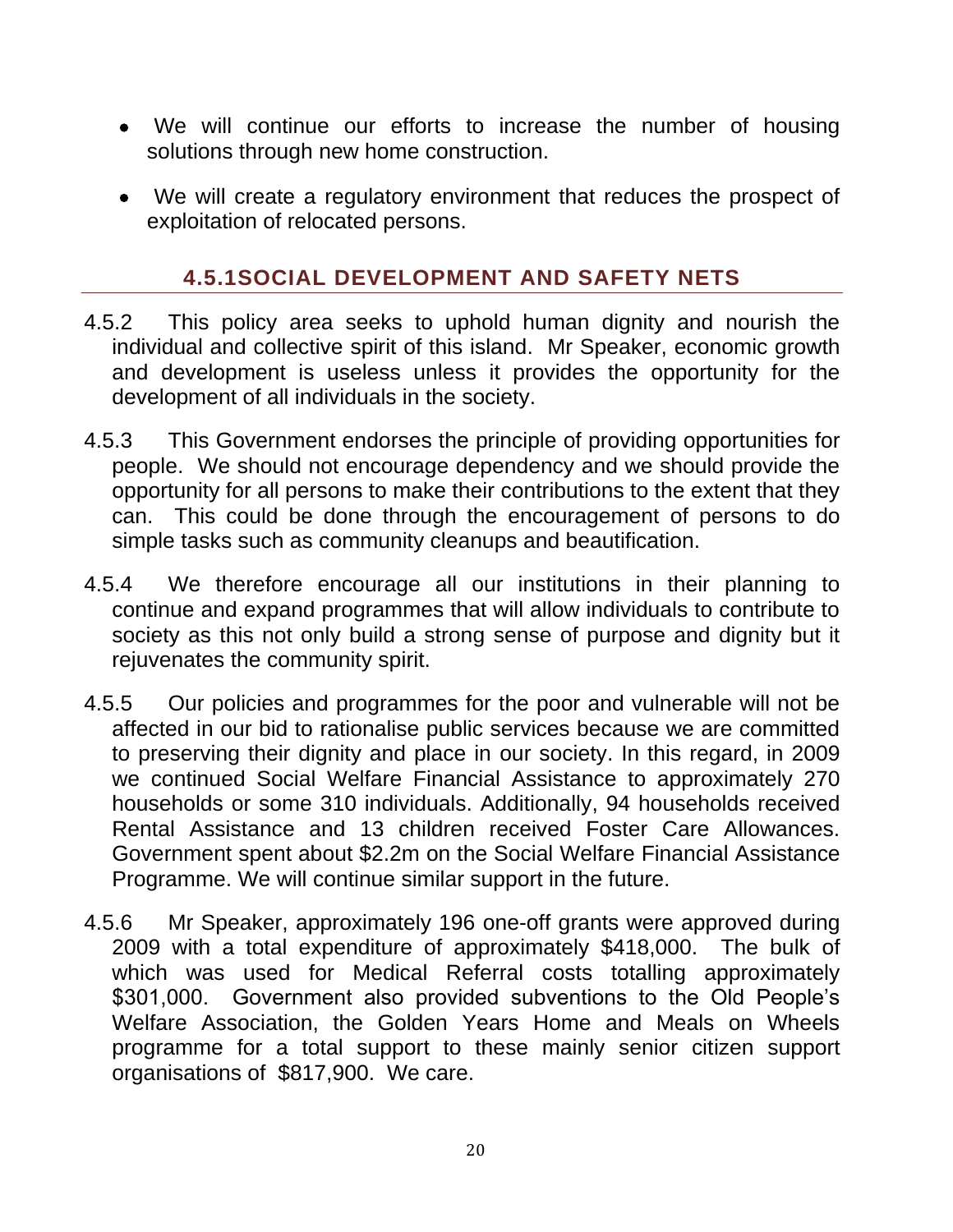- We will continue our efforts to increase the number of housing solutions through new home construction.
- We will create a regulatory environment that reduces the prospect of exploitation of relocated persons.

## 4.5.1SOCIAL DEVELOPMENT AND SAFETY NETS

4.5.2 This policy area seeks to uphold human dignity and nourish the individual and collective spirit of this island. Mr Speaker, economic growth and development is useless unless it provides the opportunity for the development of all individuals in the society.

4.5.3 This Government endorses the principle of providing opportunities for people. We should not encourage dependency and we should provide the opportunity for all persons to make their contributions to the extent that they can. This could be done through the encouragement of persons to do simple tasks such as community cleanups and beautification.

4.5.4 We therefore encourage all our institutions in their planning to continue and expand programmes that will allow individuals to contribute to society as this not only build a strong sense of purpose and dignity but it rejuvenates the community spirit.

4.5.5 Our policies and programmes for the poor and vulnerable will not be affected in our bid to rationalise public services because we are committed to preserving their dignity and place in our society. In this regard, in 2009 we continued Social Welfare Financial Assistance to approximately 270 households or some 310 individuals. Additionally, 94 households received Rental Assistance and 13 children received Foster Care Allowances. Government spent about $2.2m on the Social Welfare Financial Assistance Programme. We will continue similar support in the future.

4.5.6 Mr Speaker, approximately 196 one-off grants were approved during 2009 with a total expenditure of approximately $418,000. The bulk of which was used for Medical Referral costs totalling approximately $301,000. Government also provided subventions to the Old People's Welfare Association, the Golden Years Home and Meals on Wheels programme for a total support to these mainly senior citizen support organisations of $817,900. We care.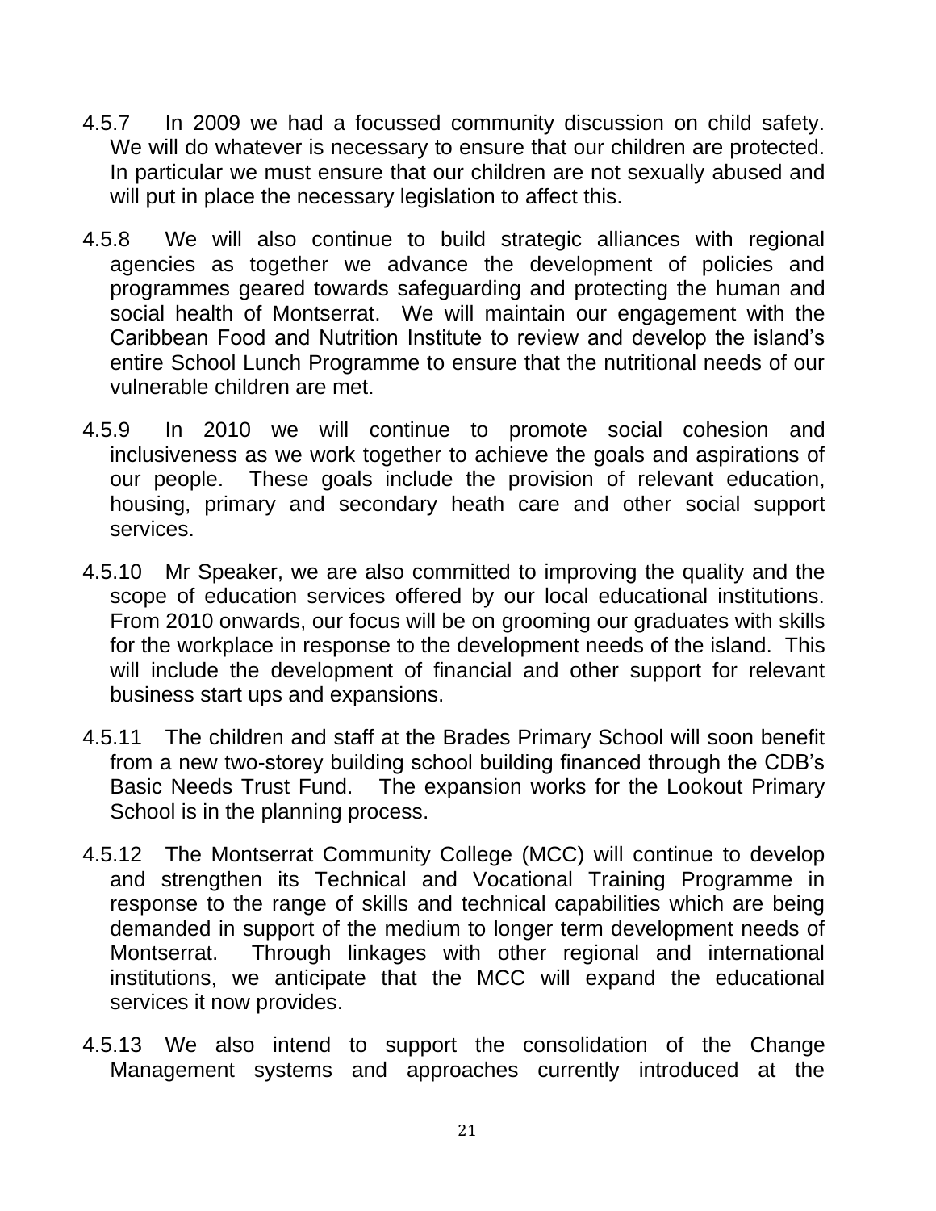4.5.7 In 2009 we had a focussed community discussion on child safety. We will do whatever is necessary to ensure that our children are protected. In particular we must ensure that our children are not sexually abused and will put in place the necessary legislation to affect this.

4.5.8 We will also continue to build strategic alliances with regional agencies as together we advance the development of policies and programmes geared towards safeguarding and protecting the human and social health of Montserrat. We will maintain our engagement with the Caribbean Food and Nutrition Institute to review and develop the island's entire School Lunch Programme to ensure that the nutritional needs of our vulnerable children are met.

4.5.9 In 2010 we will continue to promote social cohesion and inclusiveness as we work together to achieve the goals and aspirations of our people. These goals include the provision of relevant education, housing, primary and secondary heath care and other social support services.

4.5.10 Mr Speaker, we are also committed to improving the quality and the scope of education services offered by our local educational institutions. From 2010 onwards, our focus will be on grooming our graduates with skills for the workplace in response to the development needs of the island. This will include the development of financial and other support for relevant business start ups and expansions.

4.5.11 The children and staff at the Brades Primary School will soon benefit from a new two-storey building school building financed through the CDB's Basic Needs Trust Fund. The expansion works for the Lookout Primary School is in the planning process.

4.5.12 The Montserrat Community College (MCC) will continue to develop and strengthen its Technical and Vocational Training Programme in response to the range of skills and technical capabilities which are being demanded in support of the medium to longer term development needs of Montserrat. Through linkages with other regional and international institutions, we anticipate that the MCC will expand the educational services it now provides.

4.5.13 We also intend to support the consolidation of the Change Management systems and approaches currently introduced at the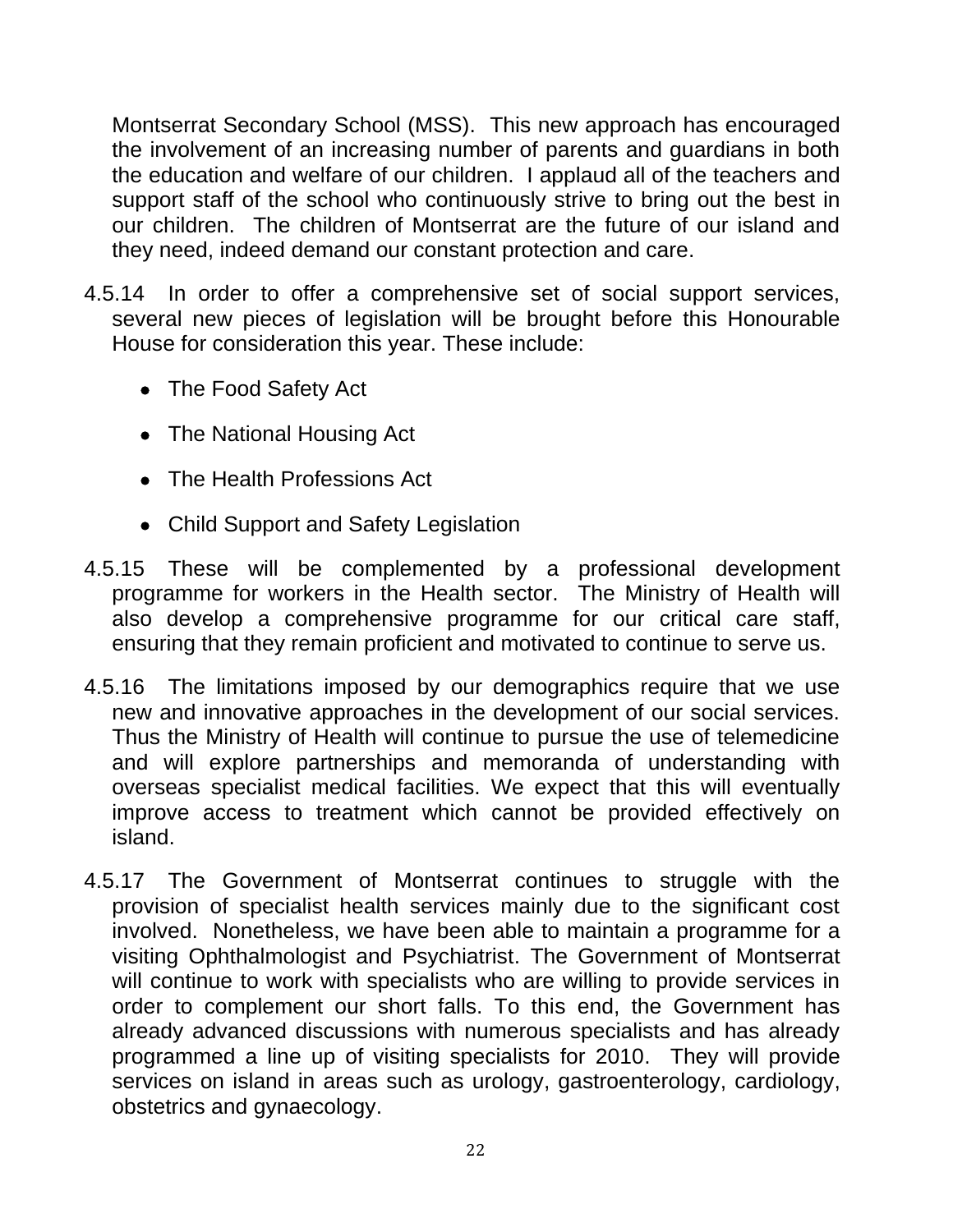Montserrat Secondary School (MSS). This new approach has encouraged the involvement of an increasing number of parents and guardians in both the education and welfare of our children. I applaud all of the teachers and support staff of the school who continuously strive to bring out the best in our children. The children of Montserrat are the future of our island and they need, indeed demand our constant protection and care.

4.5.14 In order to offer a comprehensive set of social support services, several new pieces of legislation will be brought before this Honourable House for consideration this year. These include:

- The Food Safety Act
- The National Housing Act
- The Health Professions Act
- Child Support and Safety Legislation

4.5.15 These will be complemented by a professional development programme for workers in the Health sector. The Ministry of Health will also develop a comprehensive programme for our critical care staff, ensuring that they remain proficient and motivated to continue to serve us.

4.5.16 The limitations imposed by our demographics require that we use new and innovative approaches in the development of our social services. Thus the Ministry of Health will continue to pursue the use of telemedicine and will explore partnerships and memoranda of understanding with overseas specialist medical facilities. We expect that this will eventually improve access to treatment which cannot be provided effectively on island.

4.5.17 The Government of Montserrat continues to struggle with the provision of specialist health services mainly due to the significant cost involved. Nonetheless, we have been able to maintain a programme for a visiting Ophthalmologist and Psychiatrist. The Government of Montserrat will continue to work with specialists who are willing to provide services in order to complement our short falls. To this end, the Government has already advanced discussions with numerous specialists and has already programmed a line up of visiting specialists for 2010. They will provide services on island in areas such as urology, gastroenterology, cardiology, obstetrics and gynaecology.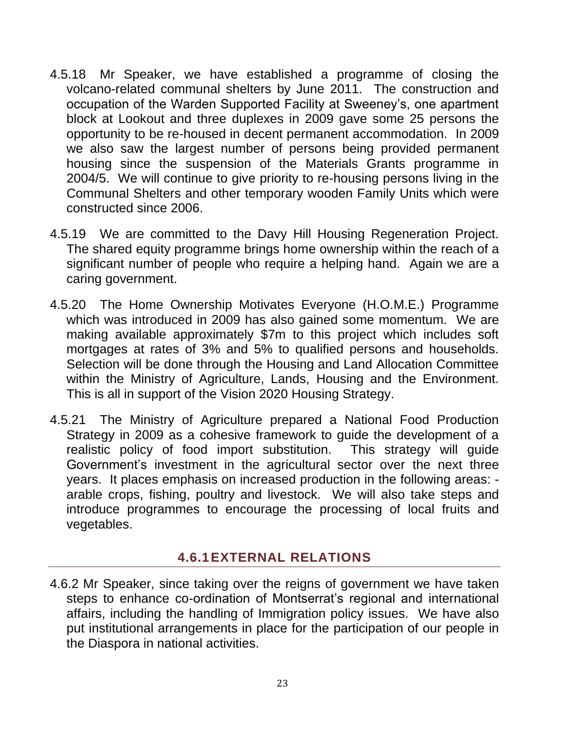4.5.18 Mr Speaker, we have established a programme of closing the volcano-related communal shelters by June 2011. The construction and occupation of the Warden Supported Facility at Sweeney's, one apartment block at Lookout and three duplexes in 2009 gave some 25 persons the opportunity to be re-housed in decent permanent accommodation. In 2009 we also saw the largest number of persons being provided permanent housing since the suspension of the Materials Grants programme in 2004/5. We will continue to give priority to re-housing persons living in the Communal Shelters and other temporary wooden Family Units which were constructed since 2006.

4.5.19 We are committed to the Davy Hill Housing Regeneration Project. The shared equity programme brings home ownership within the reach of a significant number of people who require a helping hand. Again we are a caring government.

4.5.20 The Home Ownership Motivates Everyone (H.O.M.E.) Programme which was introduced in 2009 has also gained some momentum. We are making available approximately $7m to this project which includes soft mortgages at rates of 3% and 5% to qualified persons and households. Selection will be done through the Housing and Land Allocation Committee within the Ministry of Agriculture, Lands, Housing and the Environment. This is all in support of the Vision 2020 Housing Strategy.

4.5.21 The Ministry of Agriculture prepared a National Food Production Strategy in 2009 as a cohesive framework to guide the development of a realistic policy of food import substitution. This strategy will guide Government's investment in the agricultural sector over the next three years. It places emphasis on increased production in the following areas: - arable crops, fishing, poultry and livestock. We will also take steps and introduce programmes to encourage the processing of local fruits and vegetables.

## 4.6.1 EXTERNAL RELATIONS

4.6.2 Mr Speaker, since taking over the reigns of government we have taken steps to enhance co-ordination of Montserrat's regional and international affairs, including the handling of Immigration policy issues. We have also put institutional arrangements in place for the participation of our people in the Diaspora in national activities.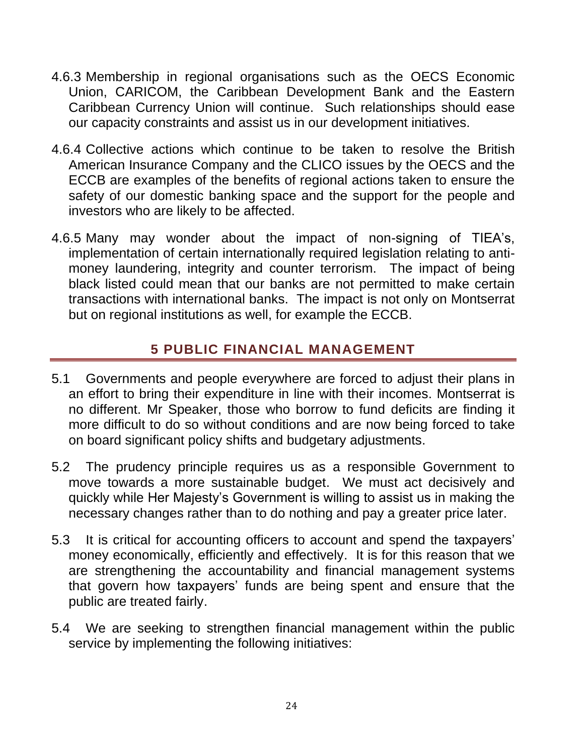4.6.3 Membership in regional organisations such as the OECS Economic Union, CARICOM, the Caribbean Development Bank and the Eastern Caribbean Currency Union will continue. Such relationships should ease our capacity constraints and assist us in our development initiatives.

4.6.4 Collective actions which continue to be taken to resolve the British American Insurance Company and the CLICO issues by the OECS and the ECCB are examples of the benefits of regional actions taken to ensure the safety of our domestic banking space and the support for the people and investors who are likely to be affected.

4.6.5 Many may wonder about the impact of non-signing of TIEA's, implementation of certain internationally required legislation relating to anti-money laundering, integrity and counter terrorism. The impact of being black listed could mean that our banks are not permitted to make certain transactions with international banks. The impact is not only on Montserrat but on regional institutions as well, for example the ECCB.

## 5 PUBLIC FINANCIAL MANAGEMENT

5.1 Governments and people everywhere are forced to adjust their plans in an effort to bring their expenditure in line with their incomes. Montserrat is no different. Mr Speaker, those who borrow to fund deficits are finding it more difficult to do so without conditions and are now being forced to take on board significant policy shifts and budgetary adjustments.

5.2 The prudency principle requires us as a responsible Government to move towards a more sustainable budget. We must act decisively and quickly while Her Majesty's Government is willing to assist us in making the necessary changes rather than to do nothing and pay a greater price later.

5.3 It is critical for accounting officers to account and spend the taxpayers' money economically, efficiently and effectively. It is for this reason that we are strengthening the accountability and financial management systems that govern how taxpayers' funds are being spent and ensure that the public are treated fairly.

5.4 We are seeking to strengthen financial management within the public service by implementing the following initiatives: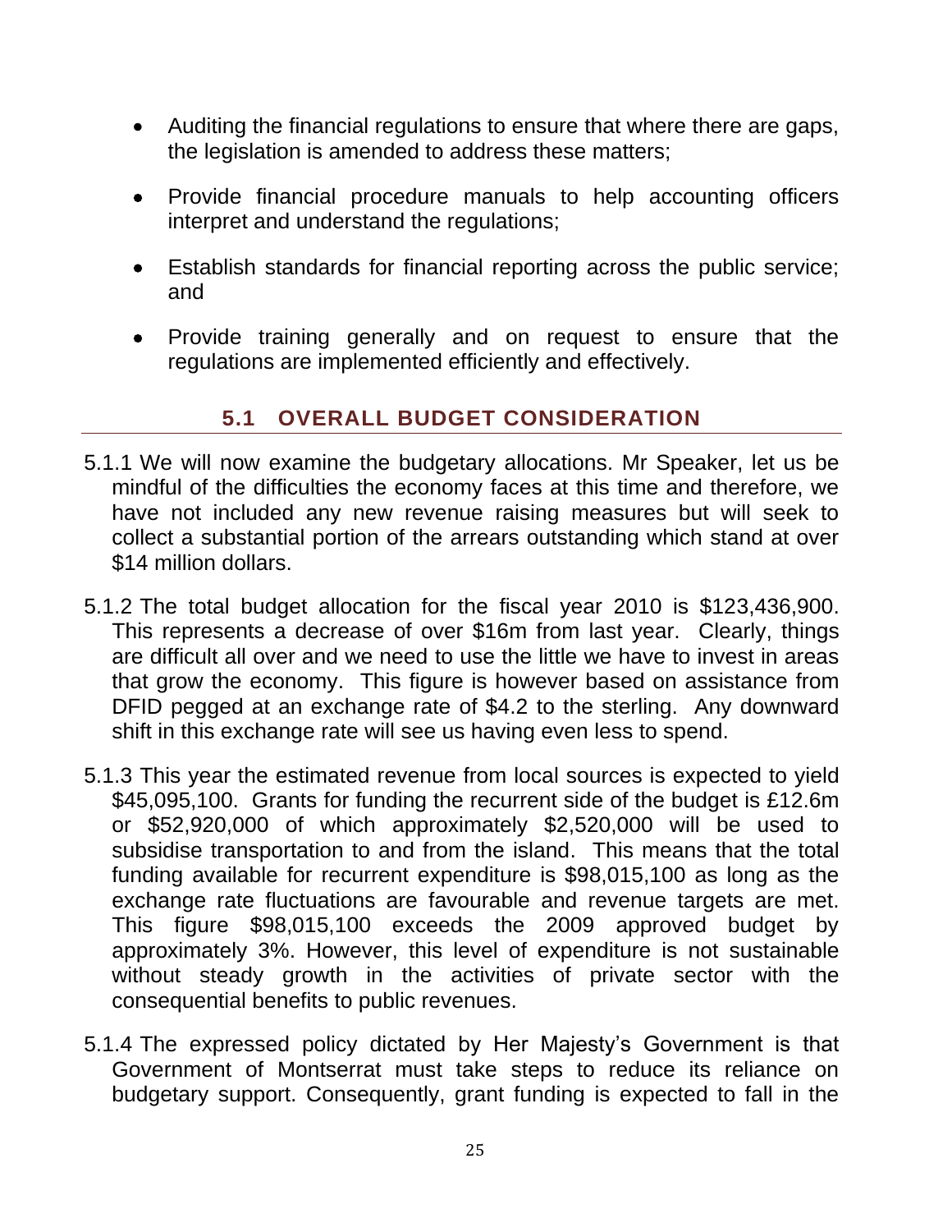- Auditing the financial regulations to ensure that where there are gaps, the legislation is amended to address these matters;
- Provide financial procedure manuals to help accounting officers interpret and understand the regulations;
- Establish standards for financial reporting across the public service; and
- Provide training generally and on request to ensure that the regulations are implemented efficiently and effectively.

## 5.1 OVERALL BUDGET CONSIDERATION

5.1.1 We will now examine the budgetary allocations. Mr Speaker, let us be mindful of the difficulties the economy faces at this time and therefore, we have not included any new revenue raising measures but will seek to collect a substantial portion of the arrears outstanding which stand at over $14 million dollars.

5.1.2 The total budget allocation for the fiscal year 2010 is $123,436,900. This represents a decrease of over $16m from last year. Clearly, things are difficult all over and we need to use the little we have to invest in areas that grow the economy. This figure is however based on assistance from DFID pegged at an exchange rate of $4.2 to the sterling. Any downward shift in this exchange rate will see us having even less to spend.

5.1.3 This year the estimated revenue from local sources is expected to yield $45,095,100. Grants for funding the recurrent side of the budget is £12.6m or $52,920,000 of which approximately $2,520,000 will be used to subsidise transportation to and from the island. This means that the total funding available for recurrent expenditure is $98,015,100 as long as the exchange rate fluctuations are favourable and revenue targets are met. This figure $98,015,100 exceeds the 2009 approved budget by approximately 3%. However, this level of expenditure is not sustainable without steady growth in the activities of private sector with the consequential benefits to public revenues.

5.1.4 The expressed policy dictated by Her Majesty's Government is that Government of Montserrat must take steps to reduce its reliance on budgetary support. Consequently, grant funding is expected to fall in the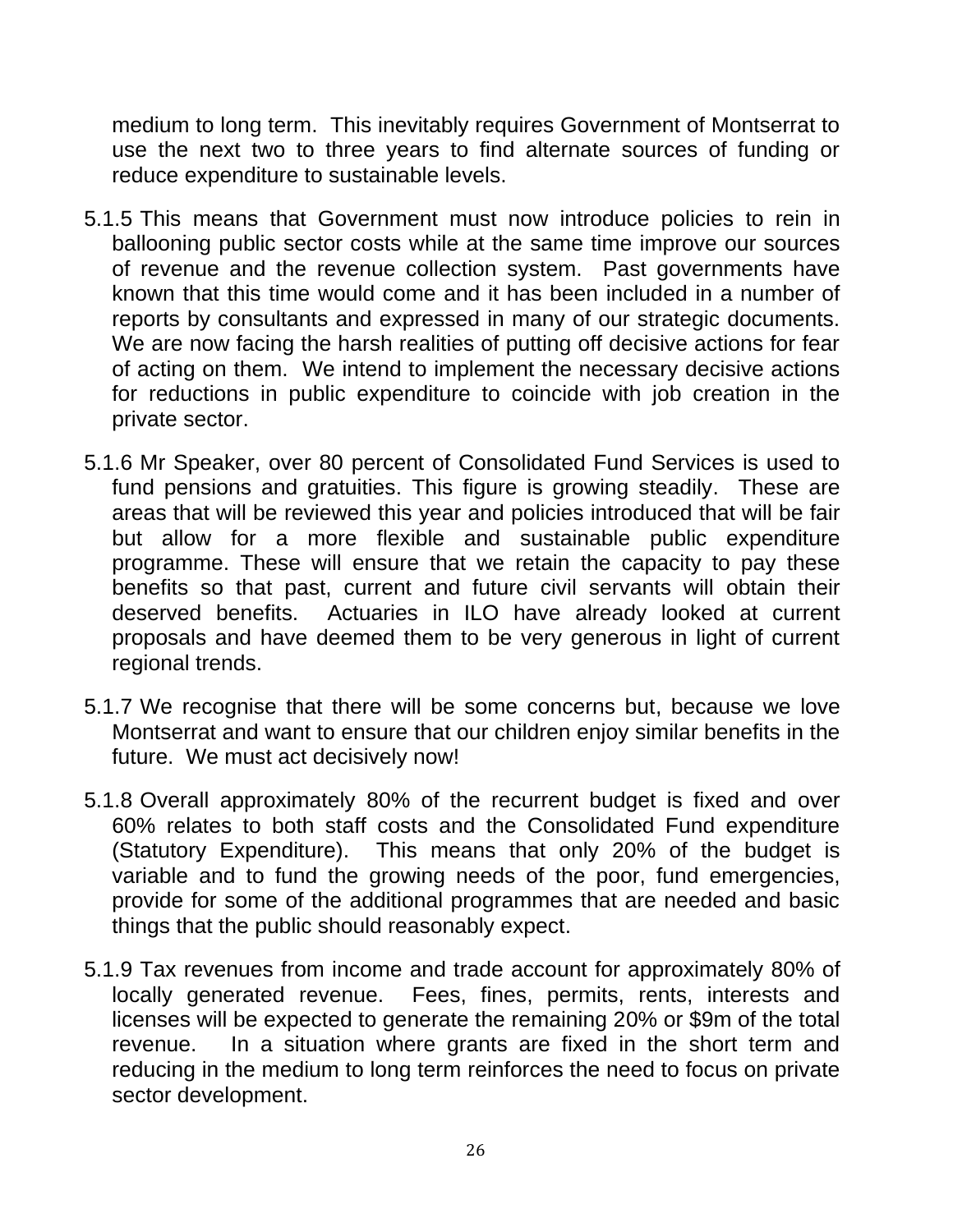medium to long term. This inevitably requires Government of Montserrat to use the next two to three years to find alternate sources of funding or reduce expenditure to sustainable levels.

5.1.5 This means that Government must now introduce policies to rein in ballooning public sector costs while at the same time improve our sources of revenue and the revenue collection system. Past governments have known that this time would come and it has been included in a number of reports by consultants and expressed in many of our strategic documents. We are now facing the harsh realities of putting off decisive actions for fear of acting on them. We intend to implement the necessary decisive actions for reductions in public expenditure to coincide with job creation in the private sector.

5.1.6 Mr Speaker, over 80 percent of Consolidated Fund Services is used to fund pensions and gratuities. This figure is growing steadily. These are areas that will be reviewed this year and policies introduced that will be fair but allow for a more flexible and sustainable public expenditure programme. These will ensure that we retain the capacity to pay these benefits so that past, current and future civil servants will obtain their deserved benefits. Actuaries in ILO have already looked at current proposals and have deemed them to be very generous in light of current regional trends.

5.1.7 We recognise that there will be some concerns but, because we love Montserrat and want to ensure that our children enjoy similar benefits in the future. We must act decisively now!

5.1.8 Overall approximately 80% of the recurrent budget is fixed and over 60% relates to both staff costs and the Consolidated Fund expenditure (Statutory Expenditure). This means that only 20% of the budget is variable and to fund the growing needs of the poor, fund emergencies, provide for some of the additional programmes that are needed and basic things that the public should reasonably expect.

5.1.9 Tax revenues from income and trade account for approximately 80% of locally generated revenue. Fees, fines, permits, rents, interests and licenses will be expected to generate the remaining 20% or $9m of the total revenue. In a situation where grants are fixed in the short term and reducing in the medium to long term reinforces the need to focus on private sector development.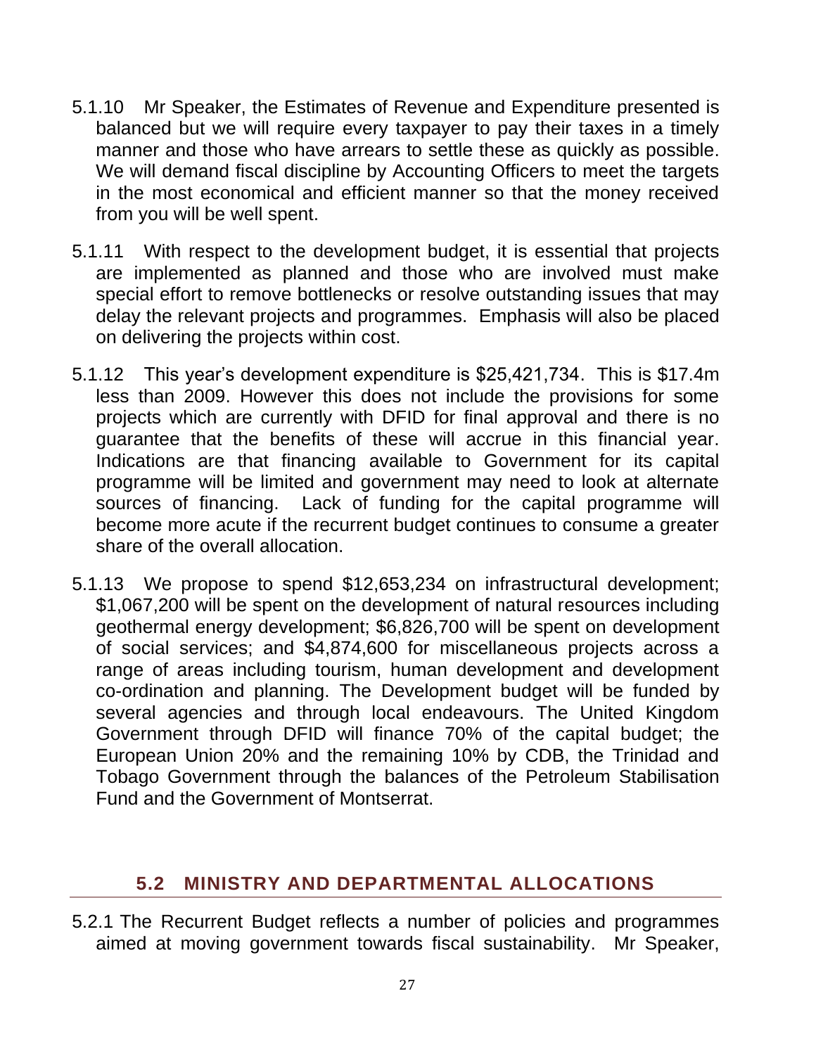5.1.10 Mr Speaker, the Estimates of Revenue and Expenditure presented is balanced but we will require every taxpayer to pay their taxes in a timely manner and those who have arrears to settle these as quickly as possible. We will demand fiscal discipline by Accounting Officers to meet the targets in the most economical and efficient manner so that the money received from you will be well spent.

5.1.11 With respect to the development budget, it is essential that projects are implemented as planned and those who are involved must make special effort to remove bottlenecks or resolve outstanding issues that may delay the relevant projects and programmes. Emphasis will also be placed on delivering the projects within cost.

5.1.12 This year's development expenditure is $25,421,734. This is $17.4m less than 2009. However this does not include the provisions for some projects which are currently with DFID for final approval and there is no guarantee that the benefits of these will accrue in this financial year. Indications are that financing available to Government for its capital programme will be limited and government may need to look at alternate sources of financing. Lack of funding for the capital programme will become more acute if the recurrent budget continues to consume a greater share of the overall allocation.

5.1.13 We propose to spend $12,653,234 on infrastructural development; $1,067,200 will be spent on the development of natural resources including geothermal energy development; $6,826,700 will be spent on development of social services; and $4,874,600 for miscellaneous projects across a range of areas including tourism, human development and development co-ordination and planning. The Development budget will be funded by several agencies and through local endeavours. The United Kingdom Government through DFID will finance 70% of the capital budget; the European Union 20% and the remaining 10% by CDB, the Trinidad and Tobago Government through the balances of the Petroleum Stabilisation Fund and the Government of Montserrat.

## 5.2 MINISTRY AND DEPARTMENTAL ALLOCATIONS

5.2.1 The Recurrent Budget reflects a number of policies and programmes aimed at moving government towards fiscal sustainability. Mr Speaker,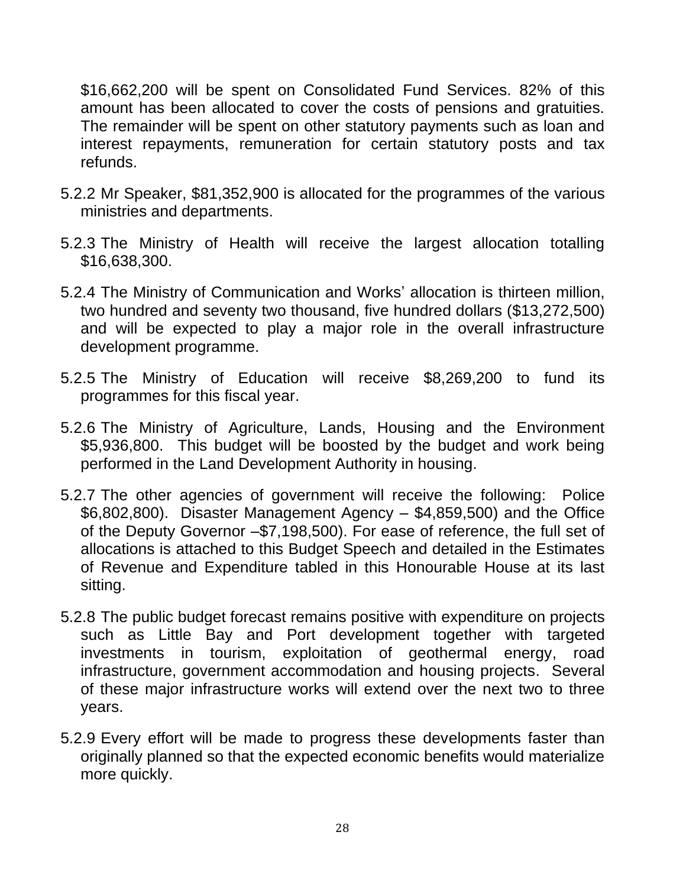$16,662,200 will be spent on Consolidated Fund Services. 82% of this amount has been allocated to cover the costs of pensions and gratuities. The remainder will be spent on other statutory payments such as loan and interest repayments, remuneration for certain statutory posts and tax refunds.

5.2.2 Mr Speaker, $81,352,900 is allocated for the programmes of the various ministries and departments.

5.2.3 The Ministry of Health will receive the largest allocation totalling $16,638,300.

5.2.4 The Ministry of Communication and Works' allocation is thirteen million, two hundred and seventy two thousand, five hundred dollars ($13,272,500) and will be expected to play a major role in the overall infrastructure development programme.

5.2.5 The Ministry of Education will receive $8,269,200 to fund its programmes for this fiscal year.

5.2.6 The Ministry of Agriculture, Lands, Housing and the Environment $5,936,800. This budget will be boosted by the budget and work being performed in the Land Development Authority in housing.

5.2.7 The other agencies of government will receive the following: Police $6,802,800). Disaster Management Agency – $4,859,500) and the Office of the Deputy Governor –$7,198,500). For ease of reference, the full set of allocations is attached to this Budget Speech and detailed in the Estimates of Revenue and Expenditure tabled in this Honourable House at its last sitting.

5.2.8 The public budget forecast remains positive with expenditure on projects such as Little Bay and Port development together with targeted investments in tourism, exploitation of geothermal energy, road infrastructure, government accommodation and housing projects. Several of these major infrastructure works will extend over the next two to three years.

5.2.9 Every effort will be made to progress these developments faster than originally planned so that the expected economic benefits would materialize more quickly.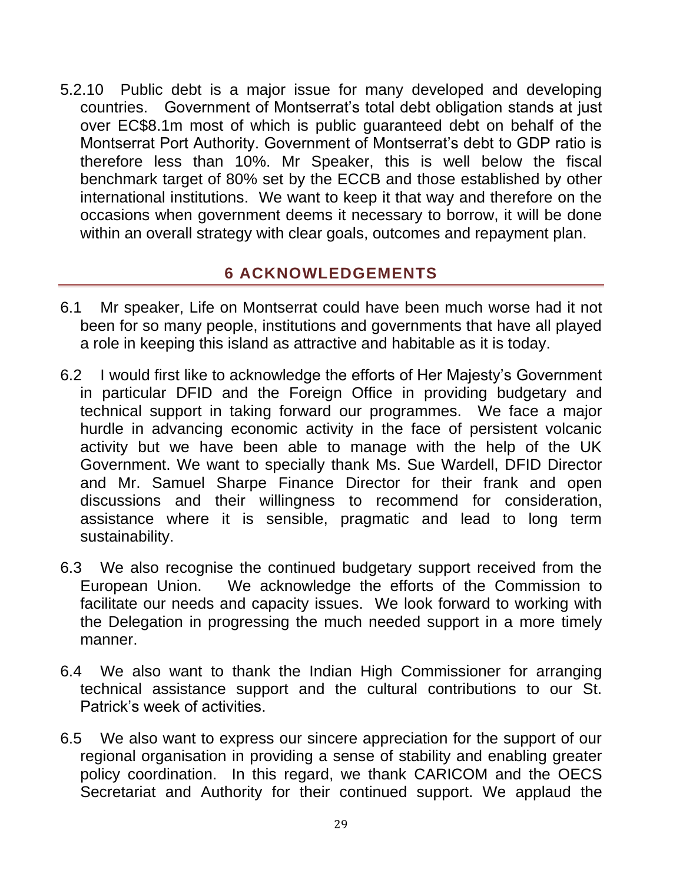5.2.10 Public debt is a major issue for many developed and developing countries. Government of Montserrat's total debt obligation stands at just over EC$8.1m most of which is public guaranteed debt on behalf of the Montserrat Port Authority. Government of Montserrat's debt to GDP ratio is therefore less than 10%. Mr Speaker, this is well below the fiscal benchmark target of 80% set by the ECCB and those established by other international institutions. We want to keep it that way and therefore on the occasions when government deems it necessary to borrow, it will be done within an overall strategy with clear goals, outcomes and repayment plan.

## 6 ACKNOWLEDGEMENTS

6.1 Mr speaker, Life on Montserrat could have been much worse had it not been for so many people, institutions and governments that have all played a role in keeping this island as attractive and habitable as it is today.

6.2 I would first like to acknowledge the efforts of Her Majesty's Government in particular DFID and the Foreign Office in providing budgetary and technical support in taking forward our programmes. We face a major hurdle in advancing economic activity in the face of persistent volcanic activity but we have been able to manage with the help of the UK Government. We want to specially thank Ms. Sue Wardell, DFID Director and Mr. Samuel Sharpe Finance Director for their frank and open discussions and their willingness to recommend for consideration, assistance where it is sensible, pragmatic and lead to long term sustainability.

6.3 We also recognise the continued budgetary support received from the European Union. We acknowledge the efforts of the Commission to facilitate our needs and capacity issues. We look forward to working with the Delegation in progressing the much needed support in a more timely manner.

6.4 We also want to thank the Indian High Commissioner for arranging technical assistance support and the cultural contributions to our St. Patrick's week of activities.

6.5 We also want to express our sincere appreciation for the support of our regional organisation in providing a sense of stability and enabling greater policy coordination. In this regard, we thank CARICOM and the OECS Secretariat and Authority for their continued support. We applaud the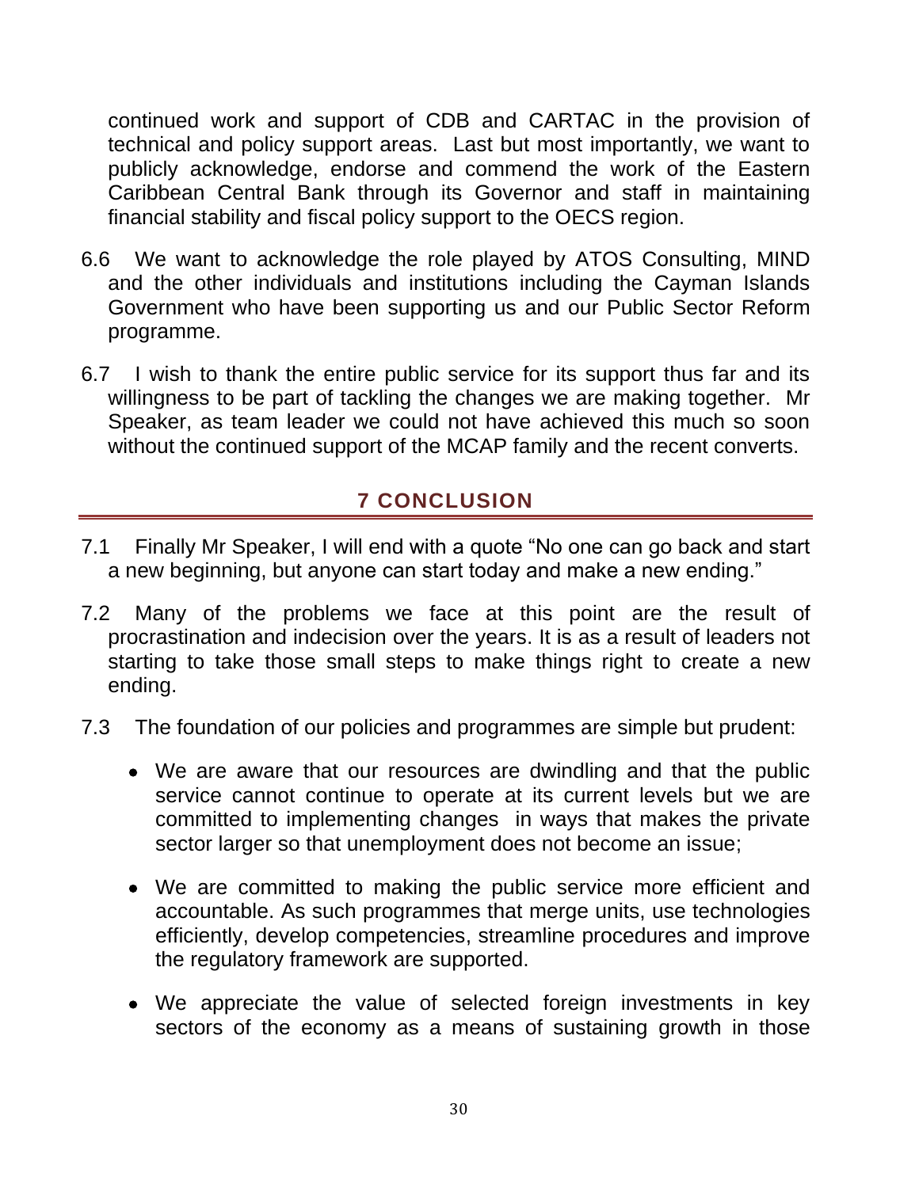continued work and support of CDB and CARTAC in the provision of technical and policy support areas. Last but most importantly, we want to publicly acknowledge, endorse and commend the work of the Eastern Caribbean Central Bank through its Governor and staff in maintaining financial stability and fiscal policy support to the OECS region.

6.6 We want to acknowledge the role played by ATOS Consulting, MIND and the other individuals and institutions including the Cayman Islands Government who have been supporting us and our Public Sector Reform programme.

6.7 I wish to thank the entire public service for its support thus far and its willingness to be part of tackling the changes we are making together. Mr Speaker, as team leader we could not have achieved this much so soon without the continued support of the MCAP family and the recent converts.

## 7 CONCLUSION

7.1 Finally Mr Speaker, I will end with a quote "No one can go back and start a new beginning, but anyone can start today and make a new ending."

7.2 Many of the problems we face at this point are the result of procrastination and indecision over the years. It is as a result of leaders not starting to take those small steps to make things right to create a new ending.

7.3 The foundation of our policies and programmes are simple but prudent:

- We are aware that our resources are dwindling and that the public service cannot continue to operate at its current levels but we are committed to implementing changes in ways that makes the private sector larger so that unemployment does not become an issue;

- We are committed to making the public service more efficient and accountable. As such programmes that merge units, use technologies efficiently, develop competencies, streamline procedures and improve the regulatory framework are supported.

- We appreciate the value of selected foreign investments in key sectors of the economy as a means of sustaining growth in those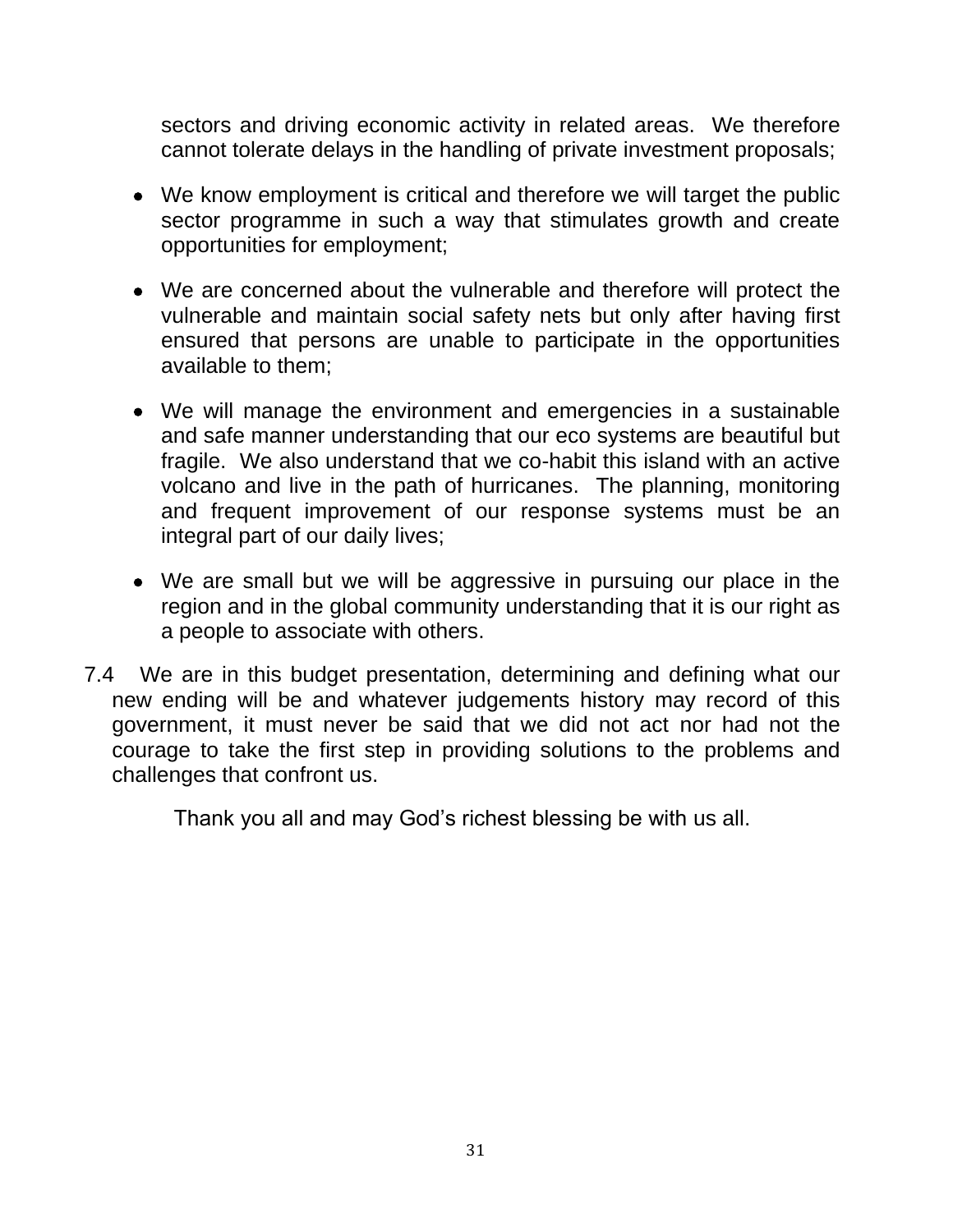sectors and driving economic activity in related areas. We therefore cannot tolerate delays in the handling of private investment proposals;

- We know employment is critical and therefore we will target the public sector programme in such a way that stimulates growth and create opportunities for employment;

- We are concerned about the vulnerable and therefore will protect the vulnerable and maintain social safety nets but only after having first ensured that persons are unable to participate in the opportunities available to them;

- We will manage the environment and emergencies in a sustainable and safe manner understanding that our eco systems are beautiful but fragile. We also understand that we co-habit this island with an active volcano and live in the path of hurricanes. The planning, monitoring and frequent improvement of our response systems must be an integral part of our daily lives;

- We are small but we will be aggressive in pursuing our place in the region and in the global community understanding that it is our right as a people to associate with others.

7.4 We are in this budget presentation, determining and defining what our new ending will be and whatever judgements history may record of this government, it must never be said that we did not act nor had not the courage to take the first step in providing solutions to the problems and challenges that confront us.

Thank you all and may God's richest blessing be with us all.